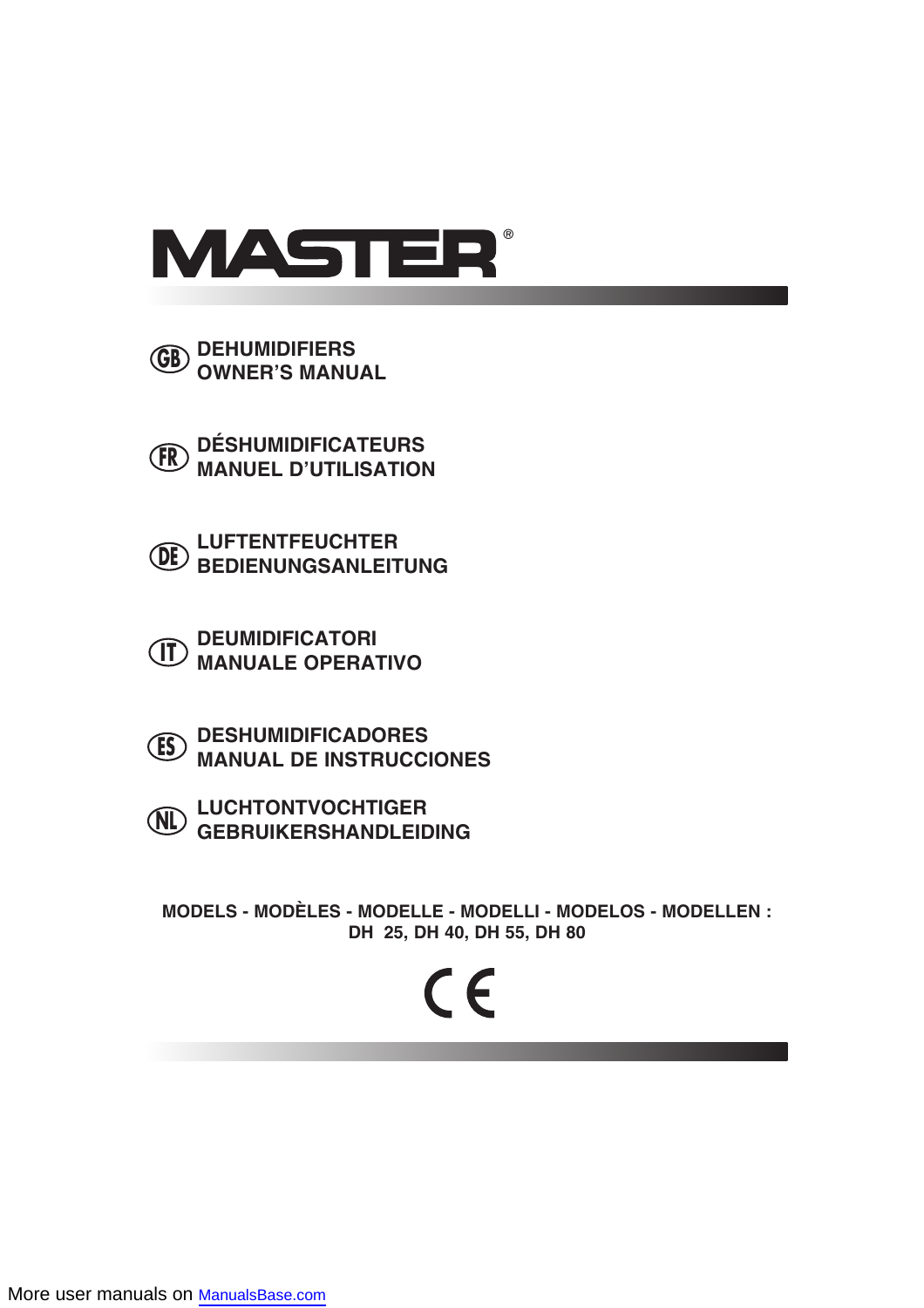# MASTER®

**GB** DEHUMIDIFIERS
OWNER'S MANUAL

**FR** DÉSHUMIDIFICATEURS
MANUEL D'UTILISATION

**DE** LUFTENTFEUCHTER
BEDIENUNGSANLEITUNG

**IT** DEUMIDIFICATORI
MANUALE OPERATIVO

**ES** DESHUMIDIFICADORES
MANUAL DE INSTRUCCIONES

**NL** LUCHTONTVOCHTIGER
GEBRUIKERSHANDLEIDING

**MODELS - MODÈLES - MODELLE - MODELLI - MODELOS - MODELLEN :**
**DH 25, DH 40, DH 55, DH 80**

CE

More user manuals on ManualsBase.com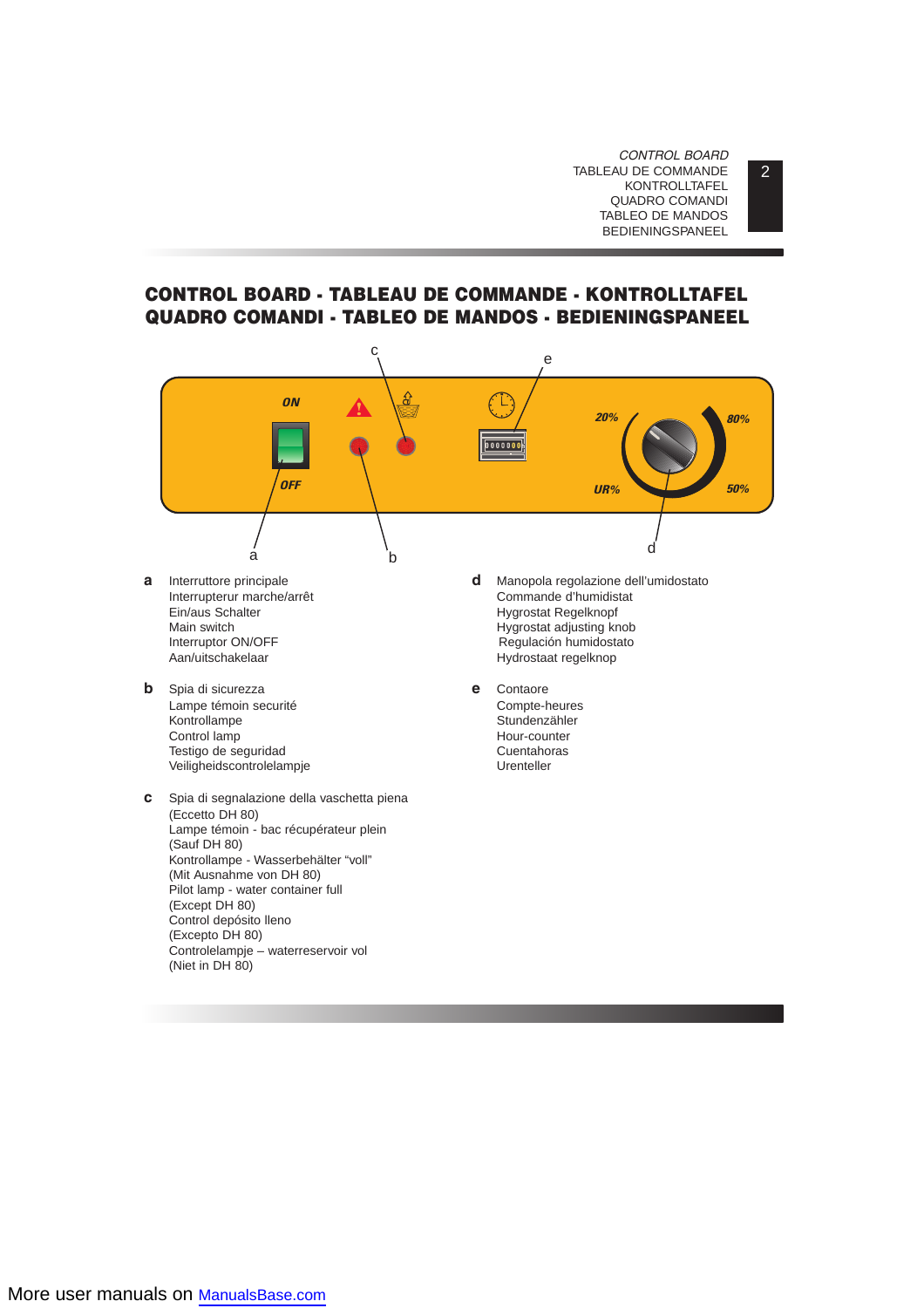# CONTROL BOARD - TABLEAU DE COMMANDE - KONTROLLTAFEL QUADRO COMANDI - TABLEO DE MANDOS - BEDIENINGSPANEEL

ON
OFF
20%
80%
UR%
50%

**a**
Interruttore principale
Interrupterur marche/arrêt
Ein/aus Schalter
Main switch
Interruptor ON/OFF
Aan/uitschakelaar

**b**
Spia di sicurezza
Lampe témoin securité
Kontrollampe
Control lamp
Testigo de seguridad
Veiligheidscontrolelampje

**c**
Spia di segnalazione della vaschetta piena
(Eccetto DH 80)
Lampe témoin - bac récupérateur plein
(Sauf DH 80)
Kontrollampe - Wasserbehälter “voll”
(Mit Ausnahme von DH 80)
Pilot lamp - water container full
(Except DH 80)
Control depósito lleno
(Excepto DH 80)
Controlelampje – waterreservoir vol
(Niet in DH 80)

**d**
Manopola regolazione dell’umidostato
Commande d’humidistat
Hygrostat Regelknopf
Hygrostat adjusting knob
Regulación humidostato
Hydrostaat regelknop

**e**
Contaore
Compte-heures
Stundenzähler
Hour-counter
Cuentahoras
Urenteller

More user manuals on ManualsBase.com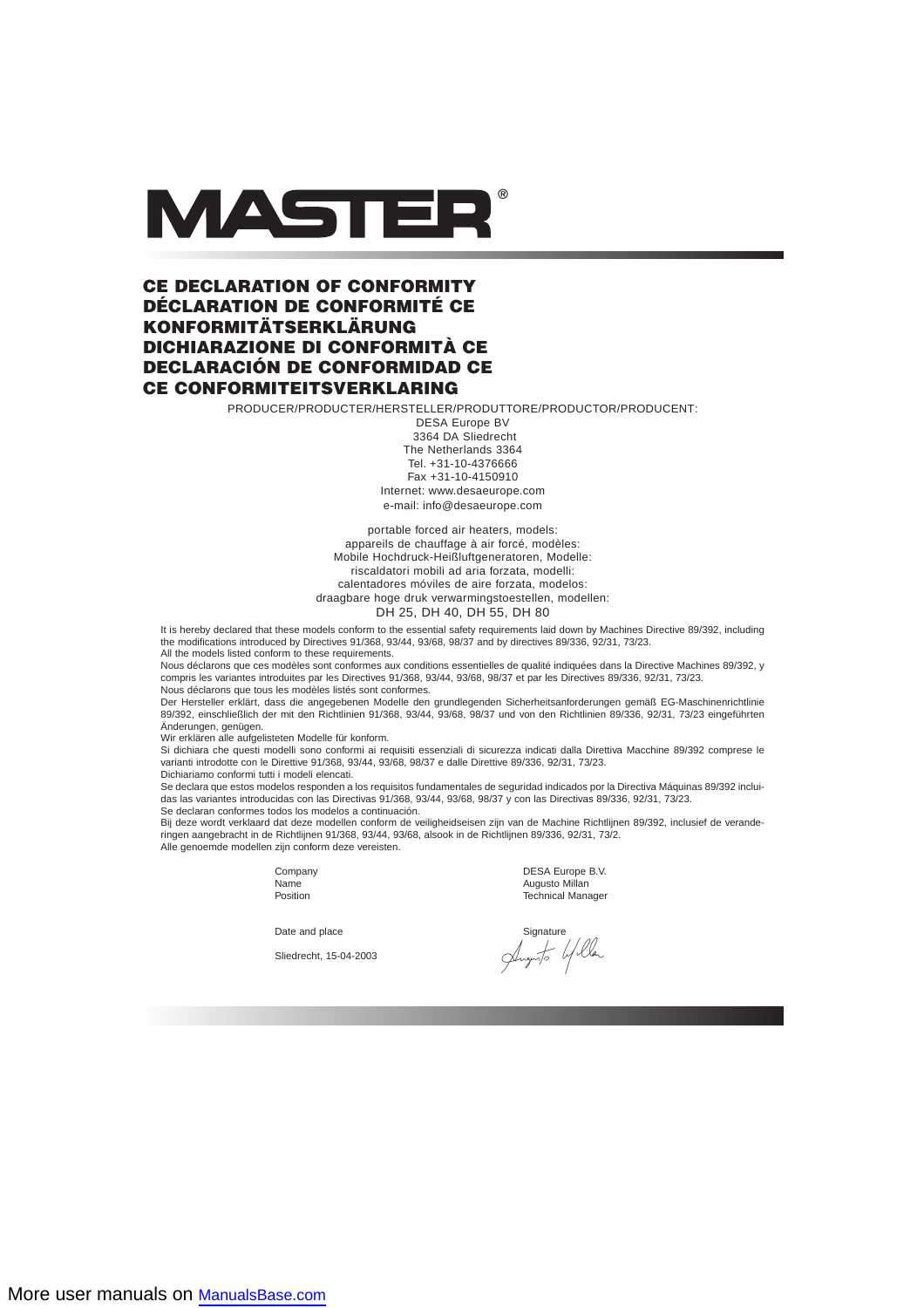# MASTER®

## CE DECLARATION OF CONFORMITY
## DÉCLARATION DE CONFORMITÉ CE
## KONFORMITÄTSERKLÄRUNG
## DICHIARAZIONE DI CONFORMITÀ CE
## DECLARACIÓN DE CONFORMIDAD CE
## CE CONFORMITEITSVERKLARING

PRODUCER/PRODUCTER/HERSTELLER/PRODUTTORE/PRODUCTOR/PRODUCENT:

DESA Europe BV
3364 DA Sliedrecht
The Netherlands 3364
Tel. +31-10-4376666
Fax +31-10-4150910
Internet: www.desaeurope.com
e-mail: info@desaeurope.com

portable forced air heaters, models:
appareils de chauffage à air forcé, modèles:
Mobile Hochdruck-Heißluftgeneratoren, Modelle:
riscaldatori mobili ad aria forzata, modelli:
calentadores móviles de aire forzata, modelos:
draagbare hoge druk verwarmingstoestellen, modellen:
DH 25, DH 40, DH 55, DH 80

It is hereby declared that these models conform to the essential safety requirements laid down by Machines Directive 89/392, including the modifications introduced by Directives 91/368, 93/44, 93/68, 98/37 and by directives 89/336, 92/31, 73/23.
All the models listed conform to these requirements.

Nous déclarons que ces modèles sont conformes aux conditions essentielles de qualité indiquées dans la Directive Machines 89/392, y compris les variantes introduites par les Directives 91/368, 93/44, 93/68, 98/37 et par les Directives 89/336, 92/31, 73/23.
Nous déclarons que tous les modèles listés sont conformes.

Der Hersteller erklärt, dass die angegebenen Modelle den grundlegenden Sicherheitsanforderungen gemäß EG-Maschinenrichtlinie 89/392, einschließlich der mit den Richtlinien 91/368, 93/44, 93/68, 98/37 und von den Richtlinien 89/336, 92/31, 73/23 eingeführten Änderungen, genügen.
Wir erklären alle aufgelisteten Modelle für konform.

Si dichiara che questi modelli sono conformi ai requisiti essenziali di sicurezza indicati dalla Direttiva Macchine 89/392 comprese le varianti introdotte con le Direttive 91/368, 93/44, 93/68, 98/37 e dalle Direttive 89/336, 92/31, 73/23.
Dichiariamo conformi tutti i modeli elencati.

Se declara que estos modelos responden a los requisitos fundamentales de seguridad indicados por la Directiva Máquinas 89/392 incluidas las variantes introducidas con las Directivas 91/368, 93/44, 93/68, 98/37 y con las Directivas 89/336, 92/31, 73/23.
Se declaran conformes todos los modelos a continuación.

Bij deze wordt verklaard dat deze modellen conform de veiligheidseisen zijn van de Machine Richtlijnen 89/392, inclusief de veranderingen aangebracht in de Richtlijnen 91/368, 93/44, 93/68, alsook in de Richtlijnen 89/336, 92/31, 73/2.
Alle genoemde modellen zijn conform deze vereisten.

Company — DESA Europe B.V.
Name — Augusto Millan
Position — Technical Manager

Date and place — Signature

Sliedrecht, 15-04-2003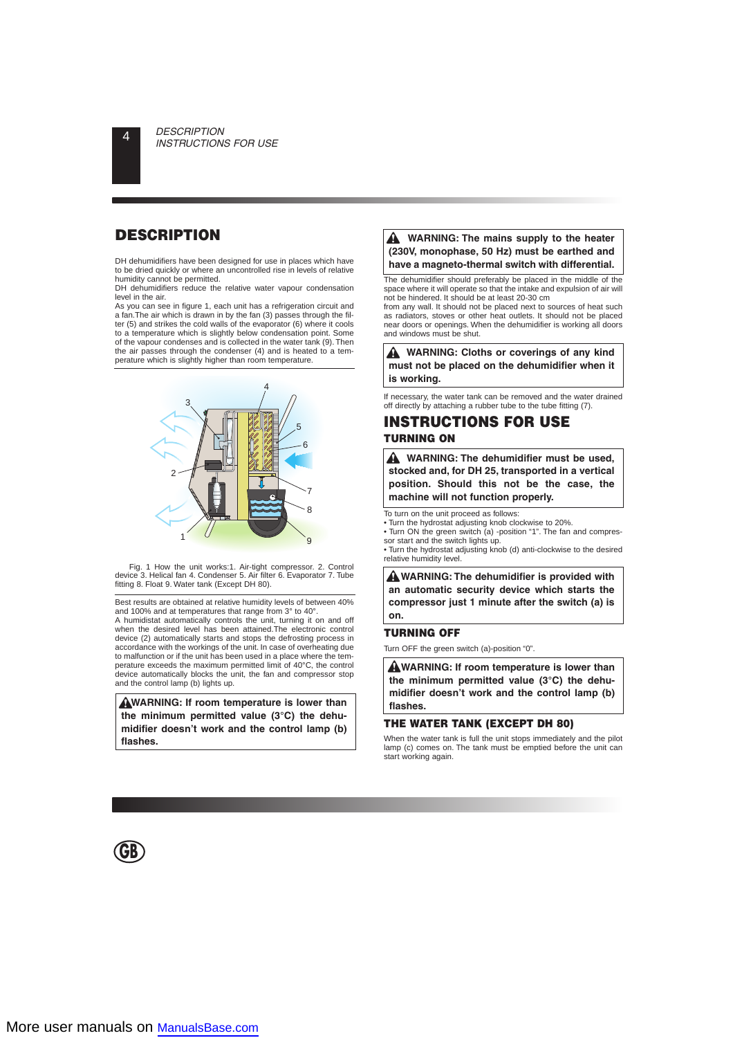# DESCRIPTION

DH dehumidifiers have been designed for use in places which have to be dried quickly or where an uncontrolled rise in levels of relative humidity cannot be permitted.
DH dehumidifiers reduce the relative water vapour condensation level in the air.
As you can see in figure 1, each unit has a refrigeration circuit and a fan.The air which is drawn in by the fan (3) passes through the filter (5) and strikes the cold walls of the evaporator (6) where it cools to a temperature which is slightly below condensation point. Some of the vapour condenses and is collected in the water tank (9). Then the air passes through the condenser (4) and is heated to a temperature which is slightly higher than room temperature.

Fig. 1 How the unit works:1. Air-tight compressor. 2. Control device 3. Helical fan 4. Condenser 5. Air filter 6. Evaporator 7. Tube fitting 8. Float 9. Water tank (Except DH 80).

Best results are obtained at relative humidity levels of between 40% and 100% and at temperatures that range from 3° to 40°.
A humidistat automatically controls the unit, turning it on and off when the desired level has been attained.The electronic control device (2) automatically starts and stops the defrosting process in accordance with the workings of the unit. In case of overheating due to malfunction or if the unit has been used in a place where the temperature exceeds the maximum permitted limit of 40°C, the control device automatically blocks the unit, the fan and compressor stop and the control lamp (b) lights up.

**WARNING: If room temperature is lower than the minimum permitted value (3°C) the dehumidifier doesn't work and the control lamp (b) flashes.**

**WARNING: The mains supply to the heater (230V, monophase, 50 Hz) must be earthed and have a magneto-thermal switch with differential.**

The dehumidifier should preferably be placed in the middle of the space where it will operate so that the intake and expulsion of air will not be hindered. It should be at least 20-30 cm from any wall. It should not be placed next to sources of heat such as radiators, stoves or other heat outlets. It should not be placed near doors or openings. When the dehumidifier is working all doors and windows must be shut.

**WARNING: Cloths or coverings of any kind must not be placed on the dehumidifier when it is working.**

If necessary, the water tank can be removed and the water drained off directly by attaching a rubber tube to the tube fitting (7).

# INSTRUCTIONS FOR USE

## TURNING ON

**WARNING: The dehumidifier must be used, stocked and, for DH 25, transported in a vertical position. Should this not be the case, the machine will not function properly.**

To turn on the unit proceed as follows:
- Turn the hydrostat adjusting knob clockwise to 20%.
- Turn ON the green switch (a) -position "1". The fan and compressor start and the switch lights up.
- Turn the hydrostat adjusting knob (d) anti-clockwise to the desired relative humidity level.

**WARNING: The dehumidifier is provided with an automatic security device which starts the compressor just 1 minute after the switch (a) is on.**

## TURNING OFF

Turn OFF the green switch (a)-position "0".

**WARNING: If room temperature is lower than the minimum permitted value (3°C) the dehumidifier doesn't work and the control lamp (b) flashes.**

## THE WATER TANK (EXCEPT DH 80)

When the water tank is full the unit stops immediately and the pilot lamp (c) comes on. The tank must be emptied before the unit can start working again.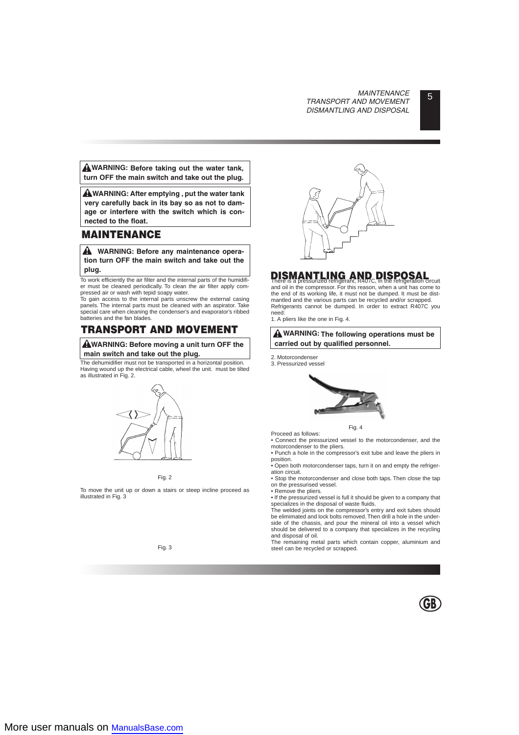> ⚠ **WARNING: Before taking out the water tank, turn OFF the main switch and take out the plug.**

> ⚠ **WARNING: After emptying , put the water tank very carefully back in its bay so as not to damage or interfere with the switch which is connected to the float.**

## MAINTENANCE

> ⚠ **WARNING: Before any maintenance operation turn OFF the main switch and take out the plug.**

To work efficiently the air filter and the internal parts of the humidifier must be cleaned periodically. To clean the air filter apply compressed air or wash with tepid soapy water.
To gain access to the internal parts unscrew the external casing panels. The internal parts must be cleaned with an aspirator. Take special care when cleaning the condenser's and evaporator's ribbed batteries and the fan blades.

## TRANSPORT AND MOVEMENT

> ⚠ **WARNING: Before moving a unit turn OFF the main switch and take out the plug.**

The dehumidifier must not be transported in a horizontal position. Having wound up the electrical cable, wheel the unit. must be tilted as illustrated in Fig. 2.

Fig. 2

To move the unit up or down a stairs or steep incline proceed as illustrated in Fig. 3

Fig. 3

## DISMANTLING AND DISPOSAL

There is a pressurized refrigerant, R407C, in the refrigeration circuit and oil in the compressor. For this reason, when a unit has come to the end of its working life, it must not be dumped. It must be dismantled and the various parts can be recycled and/or scrapped. Refrigerants cannot be dumped. In order to extract R407C you need:

1. A pliers like the one in Fig. 4.

> ⚠ **WARNING: The following operations must be carried out by qualified personnel.**

2. Motorcondenser
3. Pressurized vessel

Fig. 4

Proceed as follows:

- Connect the pressurized vessel to the motorcondenser, and the motorcondenser to the pliers.
- Punch a hole in the compressor's exit tube and leave the pliers in position.
- Open both motorcondenser taps, turn it on and empty the refrigeration circuit.
- Stop the motorcondenser and close both taps. Then close the tap on the pressurised vessel.
- Remove the pliers.
- If the pressurized vessel is full it should be given to a company that specializes in the disposal of waste fluids.

The welded joints on the compressor's entry and exit tubes should be elimimated and lock bolts removed. Then drill a hole in the underside of the chassis, and pour the mineral oil into a vessel which should be delivered to a company that specializes in the recycling and disposal of oil.
The remaining metal parts which contain copper, aluminium and steel can be recycled or scrapped.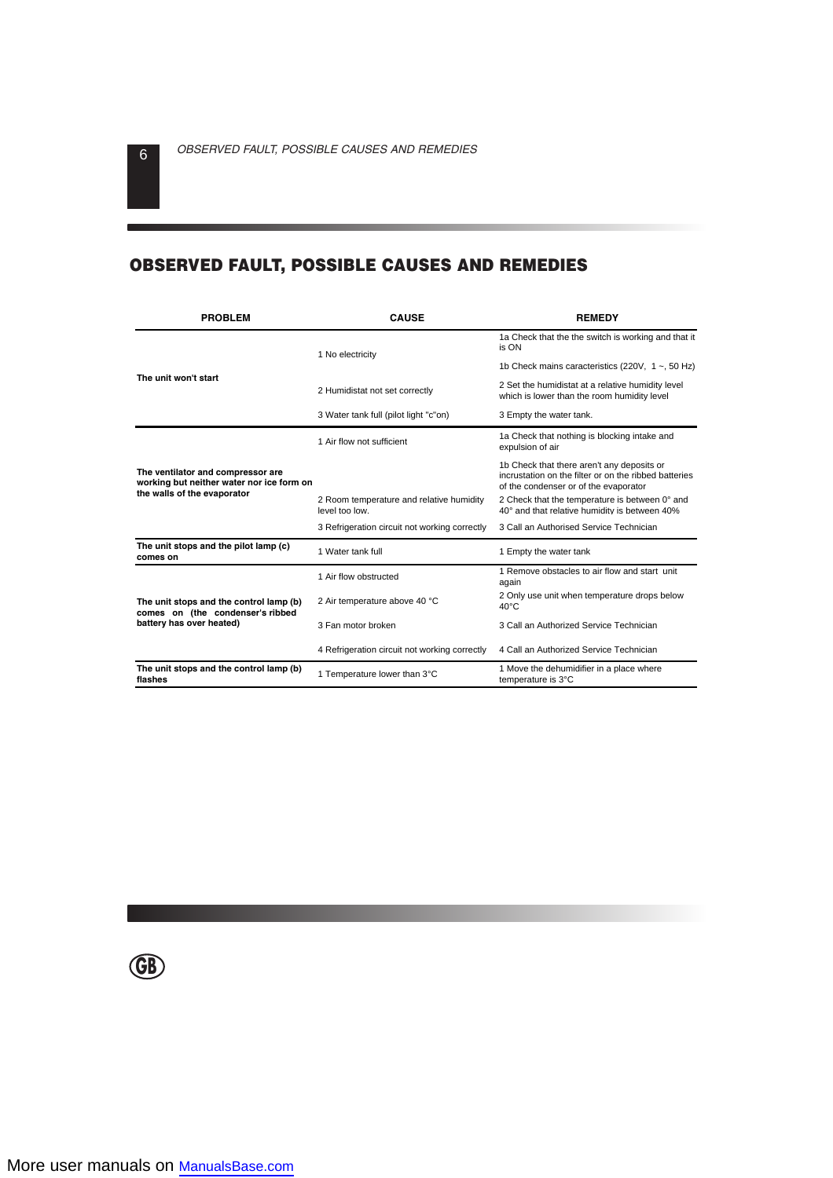## OBSERVED FAULT, POSSIBLE CAUSES AND REMEDIES

| PROBLEM | CAUSE | REMEDY |
|---|---|---|
| **The unit won't start** | 1 No electricity | 1a Check that the the switch is working and that it is ON |
| | | 1b Check mains caracteristics (220V, 1 ~, 50 Hz) |
| | 2 Humidistat not set correctly | 2 Set the humidistat at a relative humidity level which is lower than the room humidity level |
| | 3 Water tank full (pilot light "c"on) | 3 Empty the water tank. |
| **The ventilator and compressor are working but neither water nor ice form on the walls of the evaporator** | 1 Air flow not sufficient | 1a Check that nothing is blocking intake and expulsion of air |
| | | 1b Check that there aren't any deposits or incrustation on the filter or on the ribbed batteries of the condenser or of the evaporator |
| | 2 Room temperature and relative humidity level too low. | 2 Check that the temperature is between 0° and 40° and that relative humidity is between 40% |
| | 3 Refrigeration circuit not working correctly | 3 Call an Authorised Service Technician |
| **The unit stops and the pilot lamp (c) comes on** | 1 Water tank full | 1 Empty the water tank |
| **The unit stops and the control lamp (b) comes on (the condenser's ribbed battery has over heated)** | 1 Air flow obstructed | 1 Remove obstacles to air flow and start unit again |
| | 2 Air temperature above 40 °C | 2 Only use unit when temperature drops below 40°C |
| | 3 Fan motor broken | 3 Call an Authorized Service Technician |
| | 4 Refrigeration circuit not working correctly | 4 Call an Authorized Service Technician |
| **The unit stops and the control lamp (b) flashes** | 1 Temperature lower than 3°C | 1 Move the dehumidifier in a place where temperature is 3°C |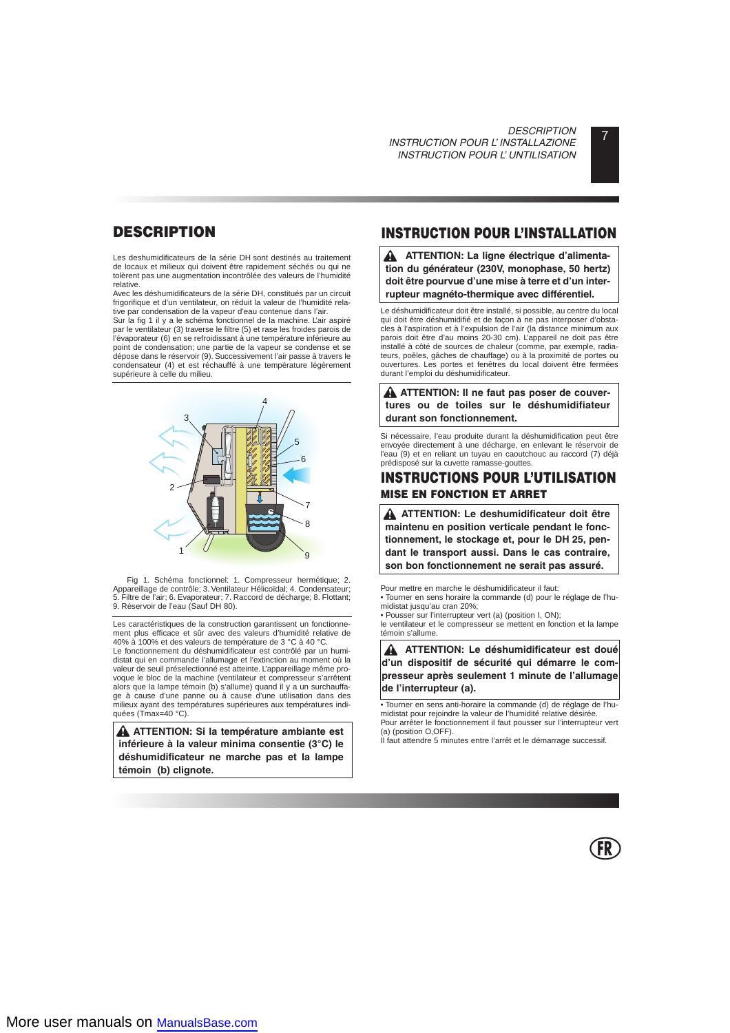## DESCRIPTION

Les deshumidificateurs de la série DH sont destinés au traitement de locaux et milieux qui doivent être rapidement séchés ou qui ne tolèrent pas une augmentation incontrôlée des valeurs de l'humidité relative.
Avec les déshumidificateurs de la série DH, constitués par un circuit frigorifique et d'un ventilateur, on réduit la valeur de l'humidité relative par condensation de la vapeur d'eau contenue dans l'air.
Sur la fig 1 il y a le schéma fonctionnel de la machine. L'air aspiré par le ventilateur (3) traverse le filtre (5) et rase les froides parois de l'évaporateur (6) en se refroidissant à une température inférieure au point de condensation; une partie de la vapeur se condense et se dépose dans le réservoir (9). Successivement l'air passe à travers le condensateur (4) et est réchauffé à une température légèrement supérieure à celle du milieu.

Fig 1. Schéma fonctionnel: 1. Compresseur hermétique; 2. Appareillage de contrôle; 3. Ventilateur Hélicoïdal; 4. Condensateur; 5. Filtre de l'air; 6. Evaporateur; 7. Raccord de décharge; 8. Flottant; 9. Réservoir de l'eau (Sauf DH 80).

Les caractéristiques de la construction garantissent un fonctionnement plus efficace et sûr avec des valeurs d'humidité relative de 40% à 100% et des valeurs de température de 3 °C à 40 °C.
Le fonctionnement du déshumidificateur est contrôlé par un humidistat qui en commande l'allumage et l'extinction au moment où la valeur de seuil préselectionné est atteinte. L'appareillage même provoque le bloc de la machine (ventilateur et compresseur s'arrêtent alors que la lampe témoin (b) s'allume) quand il y a un surchauffage à cause d'une panne ou à cause d'une utilisation dans des milieux ayant des températures supérieures aux températures indiquées (Tmax=40 °C).

> **⚠ ATTENTION: Si la température ambiante est inférieure à la valeur minima consentie (3°C) le déshumidificateur ne marche pas et la lampe témoin (b) clignote.**

## INSTRUCTION POUR L'INSTALLATION

> **⚠ ATTENTION: La ligne électrique d'alimentation du générateur (230V, monophase, 50 hertz) doit être pourvue d'une mise à terre et d'un interrupteur magnéto-thermique avec différentiel.**

Le déshumidificateur doit être installé, si possible, au centre du local qui doit être déshumidifié et de façon à ne pas interposer d'obstacles à l'aspiration et à l'expulsion de l'air (la distance minimum aux parois doit être d'au moins 20-30 cm). L'appareil ne doit pas être installé à côté de sources de chaleur (comme, par exemple, radiateurs, poêles, gâches de chauffage) ou à la proximité de portes ou ouvertures. Les portes et fenêtres du local doivent être fermées durant l'emploi du déshumidificateur.

> **⚠ ATTENTION: Il ne faut pas poser de couvertures ou de toiles sur le déshumidifiateur durant son fonctionnement.**

Si nécessaire, l'eau produite durant la déshumidification peut être envoyée directement à une décharge, en enlevant le réservoir de l'eau (9) et en reliant un tuyau en caoutchouc au raccord (7) déjà prédisposé sur la cuvette ramasse-gouttes.

## INSTRUCTIONS POUR L'UTILISATION

### MISE EN FONCTION ET ARRET

> **⚠ ATTENTION: Le deshumidificateur doit être maintenu en position verticale pendant le fonctionnement, le stockage et, pour le DH 25, pendant le transport aussi. Dans le cas contraire, son bon fonctionnement ne serait pas assuré.**

Pour mettre en marche le déshumidificateur il faut:
• Tourner en sens horaire la commande (d) pour le réglage de l'humidistat jusqu'au cran 20%;
• Pousser sur l'interrupteur vert (a) (position I, ON);
le ventilateur et le compresseur se mettent en fonction et la lampe témoin s'allume.

> **⚠ ATTENTION: Le déshumidificateur est doué d'un dispositif de sécurité qui démarre le compresseur après seulement 1 minute de l'allumage de l'interrupteur (a).**

• Tourner en sens anti-horaire la commande (d) de réglage de l'humidistat pour rejoindre la valeur de l'humidité relative désirée.
Pour arrêter le fonctionnement il faut pousser sur l'interrupteur vert (a) (position O,OFF).
Il faut attendre 5 minutes entre l'arrêt et le démarrage successif.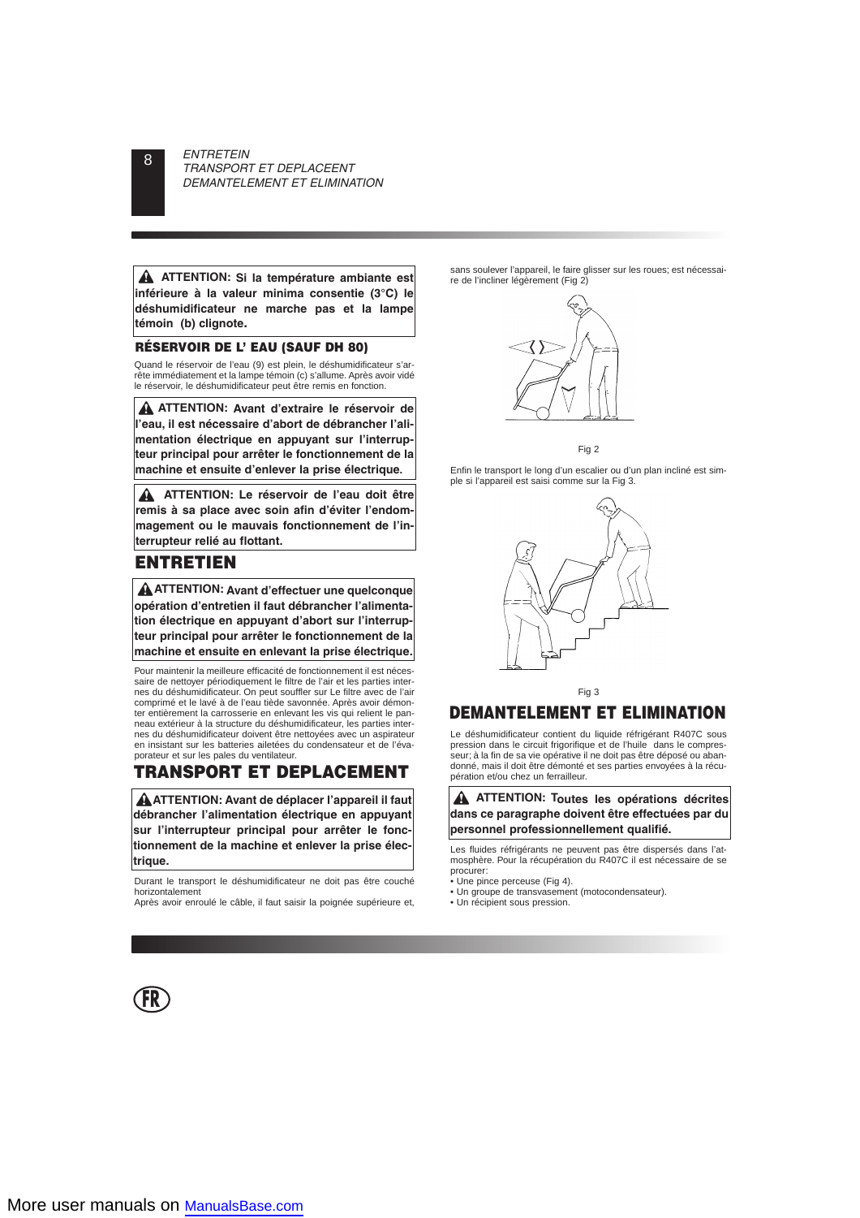**⚠ ATTENTION: Si la température ambiante est inférieure à la valeur minima consentie (3°C) le déshumidificateur ne marche pas et la lampe témoin (b) clignote.**

### RÉSERVOIR DE L' EAU (SAUF DH 80)

Quand le réservoir de l'eau (9) est plein, le déshumidificateur s'arrête immédiatement et la lampe témoin (c) s'allume. Après avoir vidé le réservoir, le déshumidificateur peut être remis en fonction.

**⚠ ATTENTION: Avant d'extraire le réservoir de l'eau, il est nécessaire d'abord de débrancher l'alimentation électrique en appuyant sur l'interrupteur principal pour arrêter le fonctionnement de la machine et ensuite d'enlever la prise électrique.**

**⚠ ATTENTION: Le réservoir de l'eau doit être remis à sa place avec soin afin d'éviter l'endommagement ou le mauvais fonctionnement de l'interrupteur relié au flottant.**

## ENTRETIEN

**⚠ ATTENTION: Avant d'effectuer une quelconque opération d'entretien il faut débrancher l'alimentation électrique en appuyant d'abort sur l'interrupteur principal pour arrêter le fonctionnement de la machine et ensuite en enlevant la prise électrique.**

Pour maintenir la meilleure efficacité de fonctionnement il est nécessaire de nettoyer périodiquement le filtre de l'air et les parties internes du déshumidificateur. On peut souffler sur Le filtre avec de l'air comprimé et le lavé à de l'eau tiède savonnée. Après avoir démonter entièrement la carrosserie en enlevant les vis qui relient le panneau extérieur à la structure du déshumidificateur, les parties internes du déshumidificateur doivent être nettoyées avec un aspirateur en insistant sur les batteries ailetées du condensateur et de l'évaporateur et sur les pales du ventilateur.

## TRANSPORT ET DEPLACEMENT

**⚠ ATTENTION: Avant de déplacer l'appareil il faut débrancher l'alimentation électrique en appuyant sur l'interrupteur principal pour arrêter le fonctionnement de la machine et enlever la prise électrique.**

Durant le transport le déshumidificateur ne doit pas être couché horizontalement

Après avoir enroulé le câble, il faut saisir la poignée supérieure et, sans soulever l'appareil, le faire glisser sur les roues; est nécessaire de l'incliner légèrement (Fig 2)

Fig 2

Enfin le transport le long d'un escalier ou d'un plan incliné est simple si l'appareil est saisi comme sur la Fig 3.

Fig 3

## DEMANTELEMENT ET ELIMINATION

Le déshumidificateur contient du liquide réfrigérant R407C sous pression dans le circuit frigorifique et de l'huile dans le compresseur; à la fin de sa vie opérative il ne doit pas être déposé ou abandonné, mais il doit être démonté et ses parties envoyées à la récupération et/ou chez un ferrailleur.

**⚠ ATTENTION: Toutes les opérations décrites dans ce paragraphe doivent être effectuées par du personnel professionnellement qualifié.**

Les fluides réfrigérants ne peuvent pas être dispersés dans l'atmosphère. Pour la récupération du R407C il est nécessaire de se procurer:

- Une pince perceuse (Fig 4).
- Un groupe de transvasement (motocondensateur).
- Un récipient sous pression.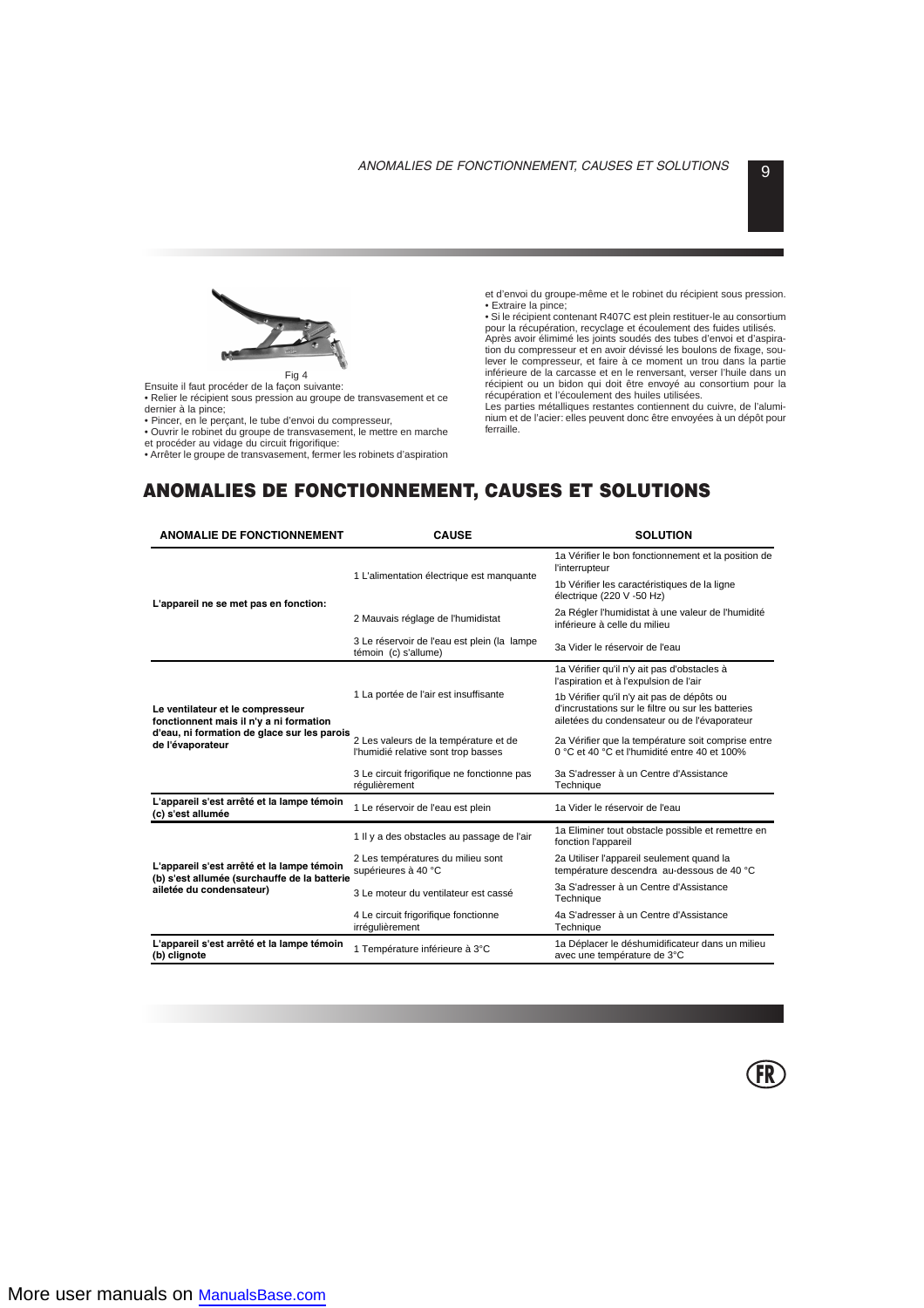Fig 4

Ensuite il faut procéder de la façon suivante:

- Relier le récipient sous pression au groupe de transvasement et ce dernier à la pince;
- Pincer, en le perçant, le tube d'envoi du compresseur,
- Ouvrir le robinet du groupe de transvasement, le mettre en marche et procéder au vidage du circuit frigorifique:
- Arrêter le groupe de transvasement, fermer les robinets d'aspiration et d'envoi du groupe-même et le robinet du récipient sous pression.
- Extraire la pince;
- Si le récipient contenant R407C est plein restituer-le au consortium pour la récupération, recyclage et écoulement des fuides utilisés.

Après avoir éliminé les joints soudés des tubes d'envoi et d'aspiration du compresseur et en avoir dévissé les boulons de fixage, soulever le compresseur, et faire à ce moment un trou dans la partie inférieure de la carcasse et en le renversant, verser l'huile dans un récipient ou un bidon qui doit être envoyé au consortium pour la récupération et l'écoulement des huiles utilisées.

Les parties métalliques restantes contiennent du cuivre, de l'aluminium et de l'acier: elles peuvent donc être envoyées à un dépôt pour ferraille.

## ANOMALIES DE FONCTIONNEMENT, CAUSES ET SOLUTIONS

| ANOMALIE DE FONCTIONNEMENT | CAUSE | SOLUTION |
|---|---|---|
| **L'appareil ne se met pas en fonction:** | 1 L'alimentation électrique est manquante | 1a Vérifier le bon fonctionnement et la position de l'interrupteur |
| | | 1b Vérifier les caractéristiques de la ligne électrique (220 V -50 Hz) |
| | 2 Mauvais réglage de l'humidistat | 2a Régler l'humidistat à une valeur de l'humidité inférieure à celle du milieu |
| | 3 Le réservoir de l'eau est plein (la lampe témoin (c) s'allume) | 3a Vider le réservoir de l'eau |
| **Le ventilateur et le compresseur fonctionnent mais il n'y a ni formation d'eau, ni formation de glace sur les parois de l'évaporateur** | 1 La portée de l'air est insuffisante | 1a Vérifier qu'il n'y ait pas d'obstacles à l'aspiration et à l'expulsion de l'air |
| | | 1b Vérifier qu'il n'y ait pas de dépôts ou d'incrustations sur le filtre ou sur les batteries ailetées du condensateur ou de l'évaporateur |
| | 2 Les valeurs de la température et de l'humidié relative sont trop basses | 2a Vérifier que la température soit comprise entre 0 °C et 40 °C et l'humidité entre 40 et 100% |
| | 3 Le circuit frigorifique ne fonctionne pas régulièrement | 3a S'adresser à un Centre d'Assistance Technique |
| **L'appareil s'est arrêté et la lampe témoin (c) s'est allumée** | 1 Le réservoir de l'eau est plein | 1a Vider le réservoir de l'eau |
| **L'appareil s'est arrêté et la lampe témoin (b) s'est allumée (surchauffe de la batterie ailetée du condensateur)** | 1 Il y a des obstacles au passage de l'air | 1a Eliminer tout obstacle possible et remettre en fonction l'appareil |
| | 2 Les températures du milieu sont supérieures à 40 °C | 2a Utiliser l'appareil seulement quand la température descendra au-dessous de 40 °C |
| | 3 Le moteur du ventilateur est cassé | 3a S'adresser à un Centre d'Assistance Technique |
| | 4 Le circuit frigorifique fonctionne irrégulièrement | 4a S'adresser à un Centre d'Assistance Technique |
| **L'appareil s'est arrêté et la lampe témoin (b) clignote** | 1 Température inférieure à 3°C | 1a Déplacer le déshumidificateur dans un milieu avec une température de 3°C |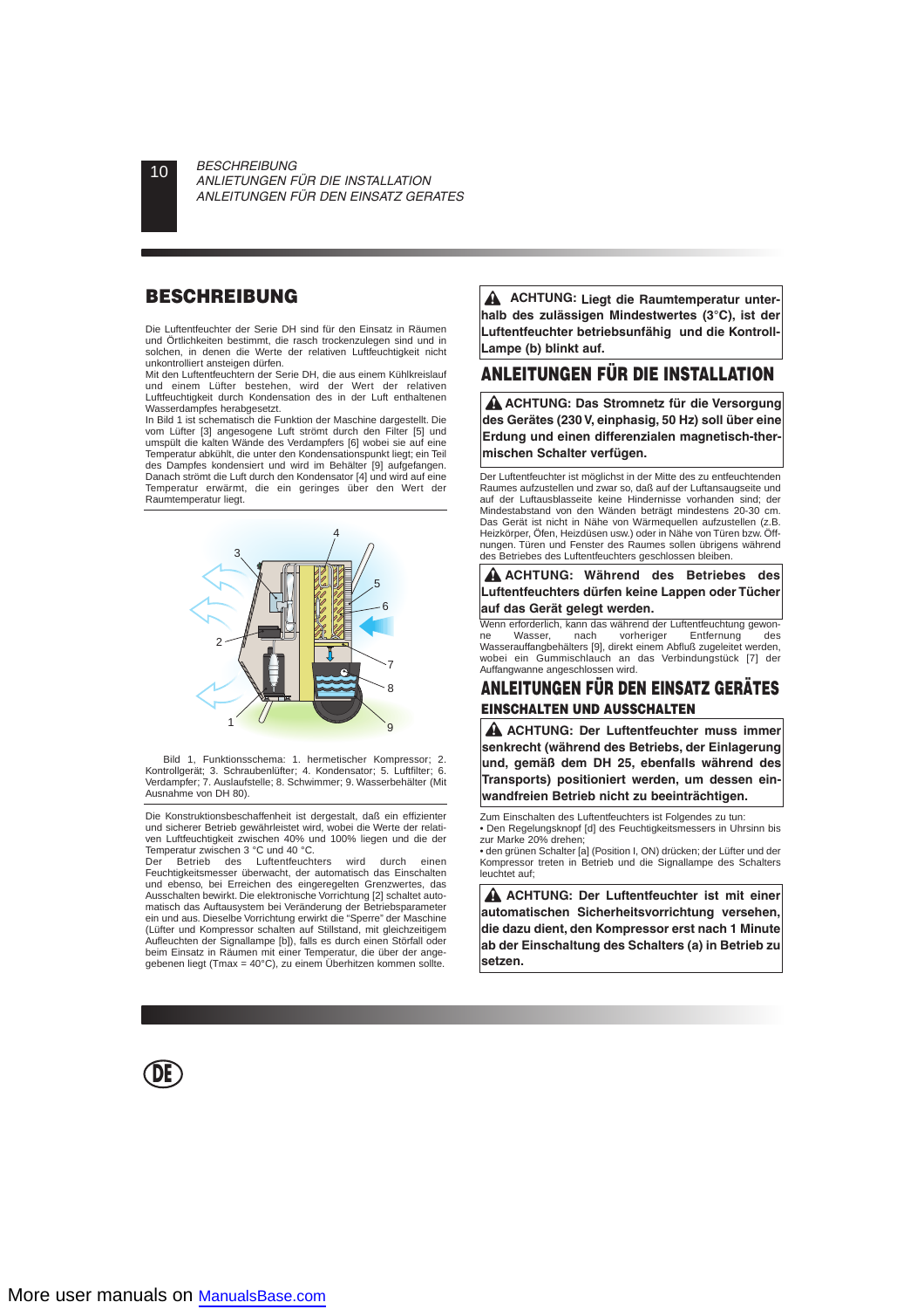*BESCHREIBUNG*
*ANLIETUNGEN FÜR DIE INSTALLATION*
*ANLEITUNGEN FÜR DEN EINSATZ GERATES*

## BESCHREIBUNG

Die Luftentfeuchter der Serie DH sind für den Einsatz in Räumen und Örtlichkeiten bestimmt, die rasch trockenzulegen sind und in solchen, in denen die Werte der relativen Luftfeuchtigkeit nicht unkontrolliert ansteigen dürfen.
Mit den Luftentfeuchtern der Serie DH, die aus einem Kühlkreislauf und einem Lüfter bestehen, wird der Wert der relativen Luftfeuchtigkeit durch Kondensation des in der Luft enthaltenen Wasserdampfes herabgesetzt.
In Bild 1 ist schematisch die Funktion der Maschine dargestellt. Die vom Lüfter [3] angesogene Luft strömt durch den Filter [5] und umspült die kalten Wände des Verdampfers [6] wobei sie auf eine Temperatur abkühlt, die unter den Kondensationspunkt liegt; ein Teil des Dampfes kondensiert und wird im Behälter [9] aufgefangen. Danach strömt die Luft durch den Kondensator [4] und wird auf eine Temperatur erwärmt, die ein geringes über den Wert der Raumtemperatur liegt.

Bild 1, Funktionsschema: 1. hermetischer Kompressor; 2. Kontrollgerät; 3. Schraubenlüfter; 4. Kondensator; 5. Luftfilter; 6. Verdampfer; 7. Auslaufstelle; 8. Schwimmer; 9. Wasserbehälter (Mit Ausnahme von DH 80).

Die Konstruktionsbeschaffenheit ist dergestalt, daß ein effizienter und sicherer Betrieb gewährleistet wird, wobei die Werte der relativen Luftfeuchtigkeit zwischen 40% und 100% liegen und die der Temperatur zwischen 3 °C und 40 °C.
Der Betrieb des Luftentfeuchters wird durch einen Feuchtigkeitsmesser überwacht, der automatisch das Einschalten und ebenso, bei Erreichen des eingeregelten Grenzwertes, das Ausschalten bewirkt. Die elektronische Vorrichtung [2] schaltet automatisch das Auftausystem bei Veränderung der Betriebsparameter ein und aus. Dieselbe Vorrichtung erwirkt die "Sperre" der Maschine (Lüfter und Kompressor schalten auf Stillstand, mit gleichzeitigem Aufleuchten der Signallampe [b]), falls es durch einen Störfall oder beim Einsatz in Räumen mit einer Temperatur, die über der angegebenen liegt (Tmax = 40°C), zu einem Überhitzen kommen sollte.

**⚠ ACHTUNG: Liegt die Raumtemperatur unterhalb des zulässigen Mindestwertes (3°C), ist der Luftentfeuchter betriebsunfähig und die Kontroll-Lampe (b) blinkt auf.**

## ANLEITUNGEN FÜR DIE INSTALLATION

**⚠ ACHTUNG: Das Stromnetz für die Versorgung des Gerätes (230 V, einphasig, 50 Hz) soll über eine Erdung und einen differenzialen magnetisch-thermischen Schalter verfügen.**

Der Luftentfeuchter ist möglichst in der Mitte des zu entfeuchtenden Raumes aufzustellen und zwar so, daß auf der Luftansaugseite und auf der Luftausblasseite keine Hindernisse vorhanden sind; der Mindestabstand von den Wänden beträgt mindestens 20-30 cm. Das Gerät ist nicht in Nähe von Wärmequellen aufzustellen (z.B. Heizkörper, Öfen, Heizdüsen usw.) oder in Nähe von Türen bzw. Öffnungen. Türen und Fenster des Raumes sollen übrigens während des Betriebes des Luftentfeuchters geschlossen bleiben.

**⚠ ACHTUNG: Während des Betriebes des Luftentfeuchters dürfen keine Lappen oder Tücher auf das Gerät gelegt werden.**

Wenn erforderlich, kann das während der Luftentfeuchtung gewonne Wasser, nach vorheriger Entfernung des Wasserauffangbehälters [9], direkt einem Abfluß zugeleitet werden, wobei ein Gummischlauch an das Verbindungstück [7] der Auffangwanne angeschlossen wird.

## ANLEITUNGEN FÜR DEN EINSATZ GERÄTES

### EINSCHALTEN UND AUSSCHALTEN

**⚠ ACHTUNG: Der Luftentfeuchter muss immer senkrecht (während des Betriebs, der Einlagerung und, gemäß dem DH 25, ebenfalls während des Transports) positioniert werden, um dessen einwandfreien Betrieb nicht zu beeinträchtigen.**

Zum Einschalten des Luftentfeuchters ist Folgendes zu tun:
• Den Regelungsknopf [d] des Feuchtigkeitsmessers in Uhrsinn bis zur Marke 20% drehen;
• den grünen Schalter [a] (Position I, ON) drücken; der Lüfter und der Kompressor treten in Betrieb und die Signallampe des Schalters leuchtet auf;

**⚠ ACHTUNG: Der Luftentfeuchter ist mit einer automatischen Sicherheitsvorrichtung versehen, die dazu dient, den Kompressor erst nach 1 Minute ab der Einschaltung des Schalters (a) in Betrieb zu setzen.**

DE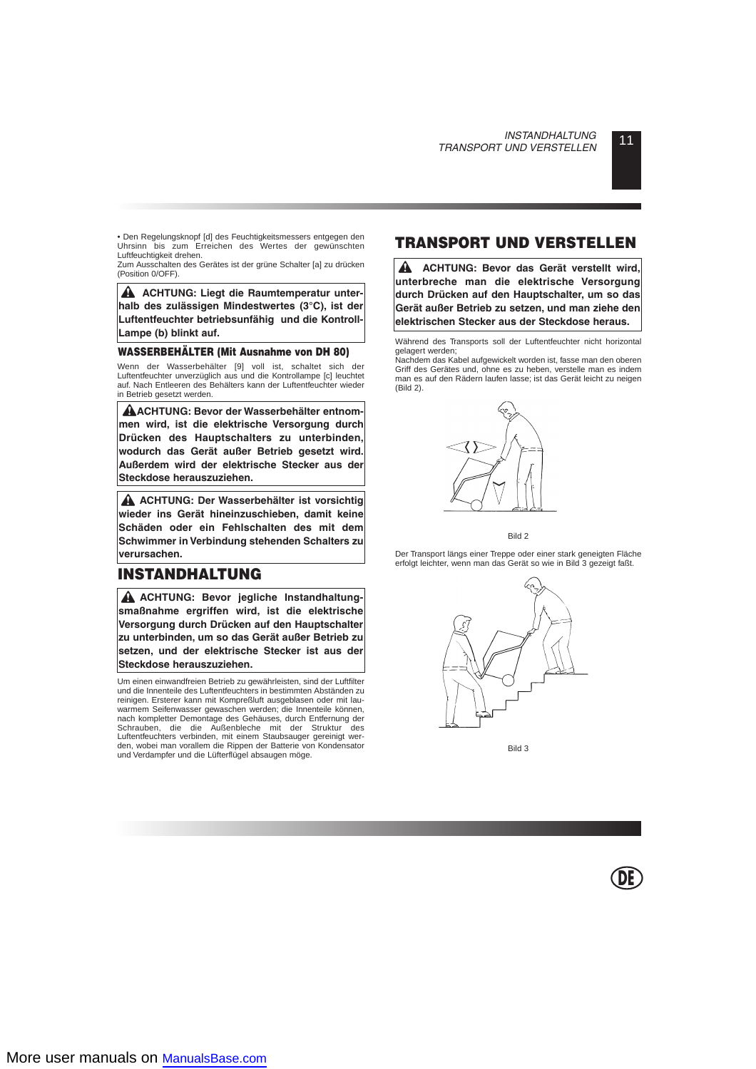• Den Regelungsknopf [d] des Feuchtigkeitsmessers entgegen den Uhrsinn bis zum Erreichen des Wertes der gewünschten Luftfeuchtigkeit drehen.
Zum Ausschalten des Gerätes ist der grüne Schalter [a] zu drücken (Position 0/OFF).

**⚠ ACHTUNG: Liegt die Raumtemperatur unterhalb des zulässigen Mindestwertes (3°C), ist der Luftentfeuchter betriebsunfähig und die Kontroll-Lampe (b) blinkt auf.**

### WASSERBEHÄLTER (Mit Ausnahme von DH 80)

Wenn der Wasserbehälter [9] voll ist, schaltet sich der Luftentfeuchter unverzüglich aus und die Kontrollampe [c] leuchtet auf. Nach Entleeren des Behälters kann der Luftentfeuchter wieder in Betrieb gesetzt werden.

**⚠ ACHTUNG: Bevor der Wasserbehälter entnommen wird, ist die elektrische Versorgung durch Drücken des Hauptschalters zu unterbinden, wodurch das Gerät außer Betrieb gesetzt wird. Außerdem wird der elektrische Stecker aus der Steckdose herauszuziehen.**

**⚠ ACHTUNG: Der Wasserbehälter ist vorsichtig wieder ins Gerät hineinzuschieben, damit keine Schäden oder ein Fehlschalten des mit dem Schwimmer in Verbindung stehenden Schalters zu verursachen.**

## INSTANDHALTUNG

**⚠ ACHTUNG: Bevor jegliche Instandhaltungsmaßnahme ergriffen wird, ist die elektrische Versorgung durch Drücken auf den Hauptschalter zu unterbinden, um so das Gerät außer Betrieb zu setzen, und der elektrische Stecker ist aus der Steckdose herauszuziehen.**

Um einen einwandfreien Betrieb zu gewährleisten, sind der Luftfilter und die Innenteile des Luftentfeuchters in bestimmten Abständen zu reinigen. Ersterer kann mit Kompreßluft ausgeblasen oder mit lauwarmem Seifenwasser gewaschen werden; die Innenteile können, nach kompletter Demontage des Gehäuses, durch Entfernung der Schrauben, die die Außenbleche mit der Struktur des Luftentfeuchters verbinden, mit einem Staubsauger gereinigt werden, wobei man vorallem die Rippen der Batterie von Kondensator und Verdampfer und die Lüfterflügel absaugen möge.

## TRANSPORT UND VERSTELLEN

**⚠ ACHTUNG: Bevor das Gerät verstellt wird, unterbreche man die elektrische Versorgung durch Drücken auf den Hauptschalter, um so das Gerät außer Betrieb zu setzen, und man ziehe den elektrischen Stecker aus der Steckdose heraus.**

Während des Transports soll der Luftentfeuchter nicht horizontal gelagert werden;
Nachdem das Kabel aufgewickelt worden ist, fasse man den oberen Griff des Gerätes und, ohne es zu heben, verstelle man es indem man es auf den Rädern laufen lasse; ist das Gerät leicht zu neigen (Bild 2).

Bild 2

Der Transport längs einer Treppe oder einer stark geneigten Fläche erfolgt leichter, wenn man das Gerät so wie in Bild 3 gezeigt faßt.

Bild 3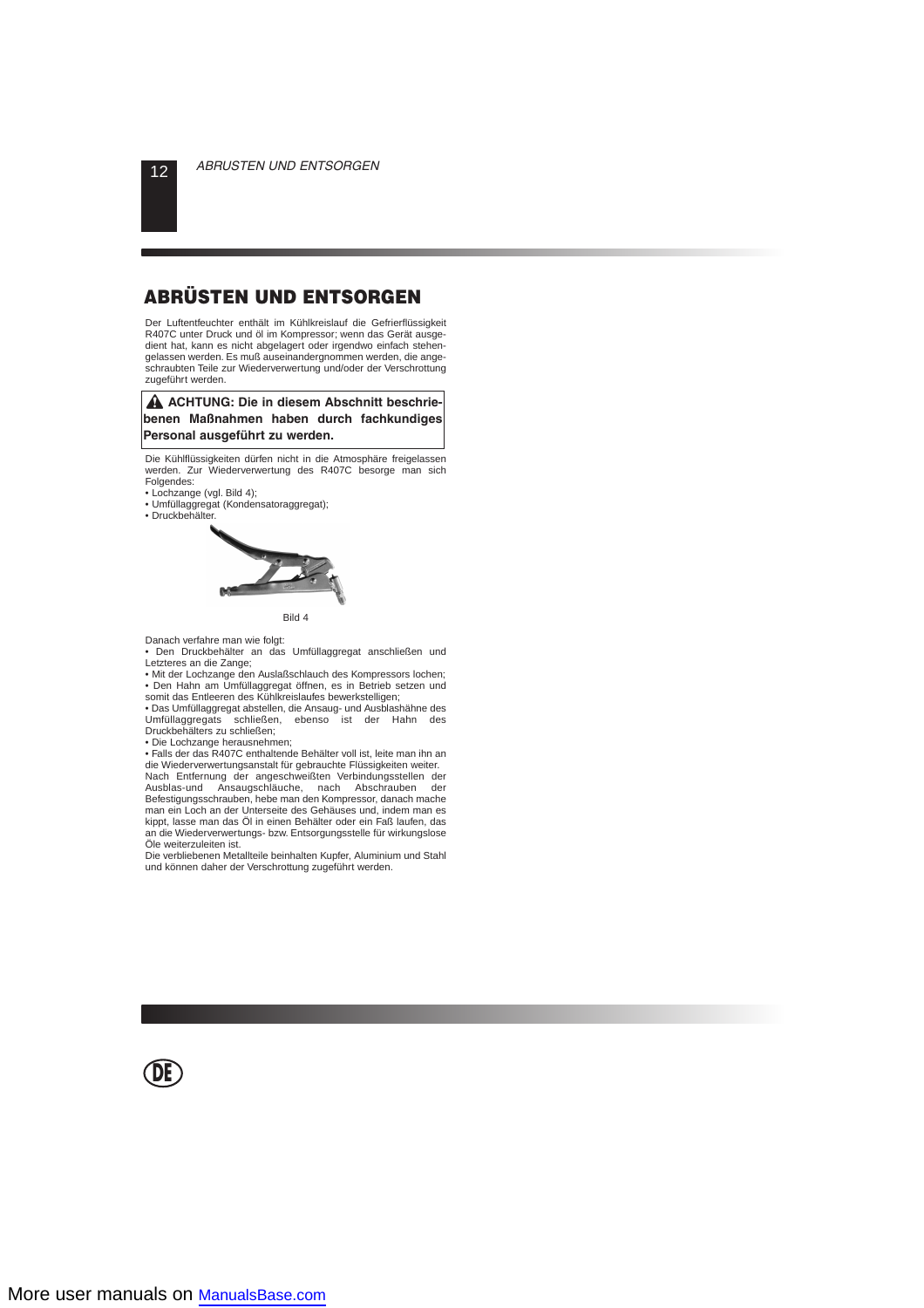# ABRÜSTEN UND ENTSORGEN

Der Luftentfeuchter enthält im Kühlkreislauf die Gefrierflüssigkeit R407C unter Druck und öl im Kompressor; wenn das Gerät ausgedient hat, kann es nicht abgelagert oder irgendwo einfach stehengelassen werden. Es muß auseinandergnommen werden, die angeschraubten Teile zur Wiederverwertung und/oder der Verschrottung zugeführt werden.

**⚠ ACHTUNG: Die in diesem Abschnitt beschriebenen Maßnahmen haben durch fachkundiges Personal ausgeführt zu werden.**

Die Kühlflüssigkeiten dürfen nicht in die Atmosphäre freigelassen werden. Zur Wiederverwertung des R407C besorge man sich Folgendes:

- Lochzange (vgl. Bild 4);
- Umfüllaggregat (Kondensatoraggregat);
- Druckbehälter.

Bild 4

Danach verfahre man wie folgt:

- Den Druckbehälter an das Umfüllaggregat anschließen und Letzteres an die Zange;
- Mit der Lochzange den Auslaßschlauch des Kompressors lochen;
- Den Hahn am Umfüllaggregat öffnen, es in Betrieb setzen und somit das Entleeren des Kühlkreislaufes bewerkstelligen;
- Das Umfüllaggregat abstellen, die Ansaug- und Ausblashähne des Umfüllaggregats schließen, ebenso ist der Hahn des Druckbehälters zu schließen;
- Die Lochzange herausnehmen;
- Falls der das R407C enthaltende Behälter voll ist, leite man ihn an die Wiederverwertungsanstalt für gebrauchte Flüssigkeiten weiter.

Nach Entfernung der angeschweißten Verbindungsstellen der Ausblas-und Ansaugschläuche, nach Abschrauben der Befestigungsschrauben, hebe man den Kompressor, danach mache man ein Loch an der Unterseite des Gehäuses und, indem man es kippt, lasse man das Öl in einen Behälter oder ein Faß laufen, das an die Wiederverwertungs- bzw. Entsorgungsstelle für wirkungslose Öle weiterzuleiten ist.

Die verbliebenen Metallteile beinhalten Kupfer, Aluminium und Stahl und können daher der Verschrottung zugeführt werden.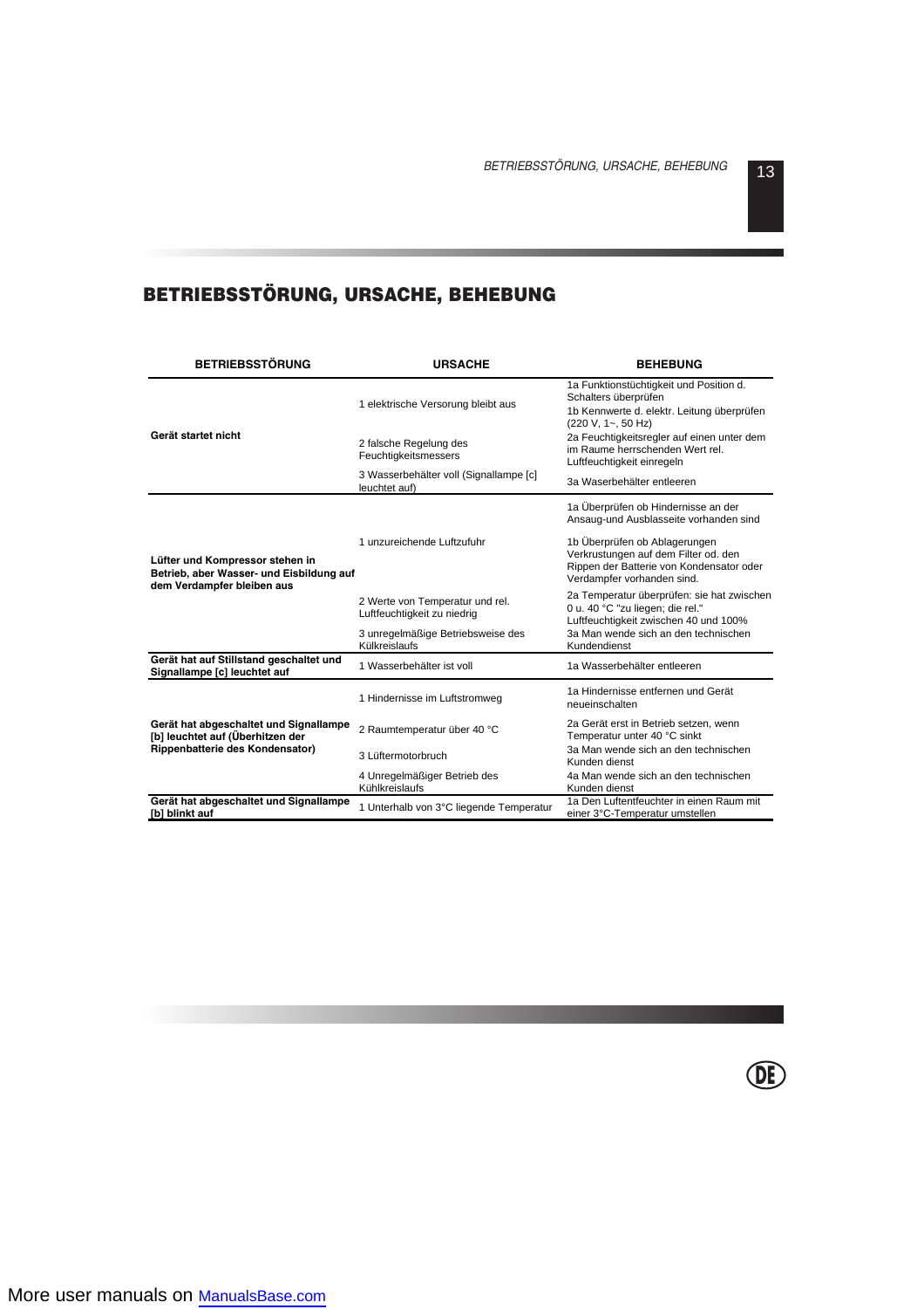# BETRIEBSSTÖRUNG, URSACHE, BEHEBUNG

| BETRIEBSSTÖRUNG | URSACHE | BEHEBUNG |
|---|---|---|
| **Gerät startet nicht** | 1 elektrische Versorung bleibt aus | 1a Funktionstüchtigkeit und Position d. Schalters überprüfen<br>1b Kennwerte d. elektr. Leitung überprüfen (220 V, 1~, 50 Hz) |
| | 2 falsche Regelung des Feuchtigkeitsmessers | 2a Feuchtigkeitsregler auf einen unter dem im Raume herrschenden Wert rel. Luftfeuchtigkeit einregeln |
| | 3 Wasserbehälter voll (Signallampe [c] leuchtet auf) | 3a Waserbehälter entleeren |
| **Lüfter und Kompressor stehen in Betrieb, aber Wasser- und Eisbildung auf dem Verdampfer bleiben aus** | 1 unzureichende Luftzufuhr | 1a Überprüfen ob Hindernisse an der Ansaug-und Ausblasseite vorhanden sind<br>1b Überprüfen ob Ablagerungen Verkrustungen auf dem Filter od. den Rippen der Batterie von Kondensator oder Verdampfer vorhanden sind. |
| | 2 Werte von Temperatur und rel. Luftfeuchtigkeit zu niedrig | 2a Temperatur überprüfen: sie hat zwischen 0 u. 40 °C "zu liegen; die rel." Luftfeuchtigkeit zwischen 40 und 100% |
| | 3 unregelmäßige Betriebsweise des Külkreislaufs | 3a Man wende sich an den technischen Kundendienst |
| **Gerät hat auf Stillstand geschaltet und Signallampe [c] leuchtet auf** | 1 Wasserbehälter ist voll | 1a Wasserbehälter entleeren |
| **Gerät hat abgeschaltet und Signallampe [b] leuchtet auf (Überhitzen der Rippenbatterie des Kondensator)** | 1 Hindernisse im Luftstromweg | 1a Hindernisse entfernen und Gerät neueinschalten |
| | 2 Raumtemperatur über 40 °C | 2a Gerät erst in Betrieb setzen, wenn Temperatur unter 40 °C sinkt |
| | 3 Lüftermotorbruch | 3a Man wende sich an den technischen Kunden dienst |
| | 4 Unregelmäßiger Betrieb des Kühlkreislaufs | 4a Man wende sich an den technischen Kunden dienst |
| **Gerät hat abgeschaltet und Signallampe [b] blinkt auf** | 1 Unterhalb von 3°C liegende Temperatur | 1a Den Luftentfeuchter in einen Raum mit einer 3°C-Temperatur umstellen |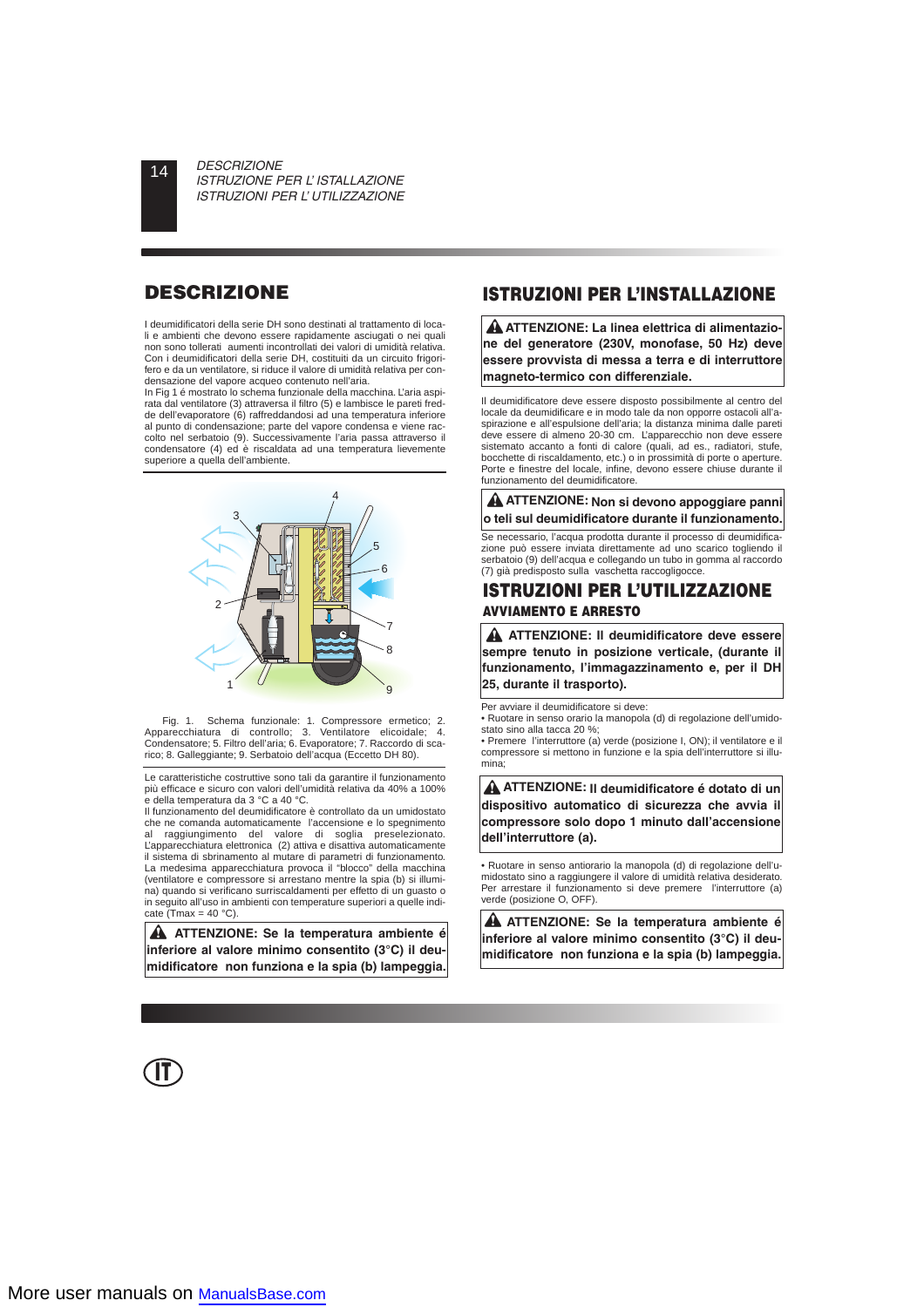## DESCRIZIONE

I deumidificatori della serie DH sono destinati al trattamento di locali e ambienti che devono essere rapidamente asciugati o nei quali non sono tollerati aumenti incontrollati dei valori di umidità relativa. Con i deumidificatori della serie DH, costituiti da un circuito frigorifero e da un ventilatore, si riduce il valore di umidità relativa per condensazione del vapore acqueo contenuto nell'aria.
In Fig 1 é mostrato lo schema funzionale della macchina. L'aria aspirata dal ventilatore (3) attraversa il filtro (5) e lambisce le pareti fredde dell'evaporatore (6) raffreddandosi ad una temperatura inferiore al punto di condensazione; parte del vapore condensa e viene raccolto nel serbatoio (9). Successivamente l'aria passa attraverso il condensatore (4) ed è riscaldata ad una temperatura lievemente superiore a quella dell'ambiente.

Fig. 1. Schema funzionale: 1. Compressore ermetico; 2. Apparecchiatura di controllo; 3. Ventilatore elicoidale; 4. Condensatore; 5. Filtro dell'aria; 6. Evaporatore; 7. Raccordo di scarico; 8. Galleggiante; 9. Serbatoio dell'acqua (Eccetto DH 80).

Le caratteristiche costruttive sono tali da garantire il funzionamento più efficace e sicuro con valori dell'umidità relativa da 40% a 100% e della temperatura da 3 °C a 40 °C.
Il funzionamento del deumidificatore è controllato da un umidostato che ne comanda automaticamente l'accensione e lo spegnimento al raggiungimento del valore di soglia preselezionato. L'apparecchiatura elettronica (2) attiva e disattiva automaticamente il sistema di sbrinamento al mutare di parametri di funzionamento. La medesima apparecchiatura provoca il "blocco" della macchina (ventilatore e compressore si arrestano mentre la spia (b) si illumina) quando si verificano surriscaldamenti per effetto di un guasto o in seguito all'uso in ambienti con temperature superiori a quelle indicate (Tmax = 40 °C).

**⚠ ATTENZIONE: Se la temperatura ambiente é inferiore al valore minimo consentito (3°C) il deumidificatore non funziona e la spia (b) lampeggia.**

## ISTRUZIONI PER L'INSTALLAZIONE

**⚠ ATTENZIONE: La linea elettrica di alimentazione del generatore (230V, monofase, 50 Hz) deve essere provvista di messa a terra e di interruttore magneto-termico con differenziale.**

Il deumidificatore deve essere disposto possibilmente al centro del locale da deumidificare e in modo tale da non opporre ostacoli all'aspirazione e all'espulsione dell'aria; la distanza minima dalle pareti deve essere di almeno 20-30 cm. L'apparecchio non deve essere sistemato accanto a fonti di calore (quali, ad es., radiatori, stufe, bocchette di riscaldamento, etc.) o in prossimità di porte o aperture. Porte e finestre del locale, infine, devono essere chiuse durante il funzionamento del deumidificatore.

**⚠ ATTENZIONE: Non si devono appoggiare panni o teli sul deumidificatore durante il funzionamento.**

Se necessario, l'acqua prodotta durante il processo di deumidificazione può essere inviata direttamente ad uno scarico togliendo il serbatoio (9) dell'acqua e collegando un tubo in gomma al raccordo (7) già predisposto sulla vaschetta raccogligocce.

## ISTRUZIONI PER L'UTILIZZAZIONE

### AVVIAMENTO E ARRESTO

**⚠ ATTENZIONE: Il deumidificatore deve essere sempre tenuto in posizione verticale, (durante il funzionamento, l'immagazzinamento e, per il DH 25, durante il trasporto).**

Per avviare il deumidificatore si deve:
• Ruotare in senso orario la manopola (d) di regolazione dell'umidostato sino alla tacca 20 %;
• Premere l'interruttore (a) verde (posizione I, ON); il ventilatore e il compressore si mettono in funzione e la spia dell'interruttore si illumina;

**⚠ ATTENZIONE: Il deumidificatore é dotato di un dispositivo automatico di sicurezza che avvia il compressore solo dopo 1 minuto dall'accensione dell'interruttore (a).**

• Ruotare in senso antiorario la manopola (d) di regolazione dell'umidostato sino a raggiungere il valore di umidità relativa desiderato.
Per arrestare il funzionamento si deve premere l'interruttore (a) verde (posizione O, OFF).

**⚠ ATTENZIONE: Se la temperatura ambiente é inferiore al valore minimo consentito (3°C) il deumidificatore non funziona e la spia (b) lampeggia.**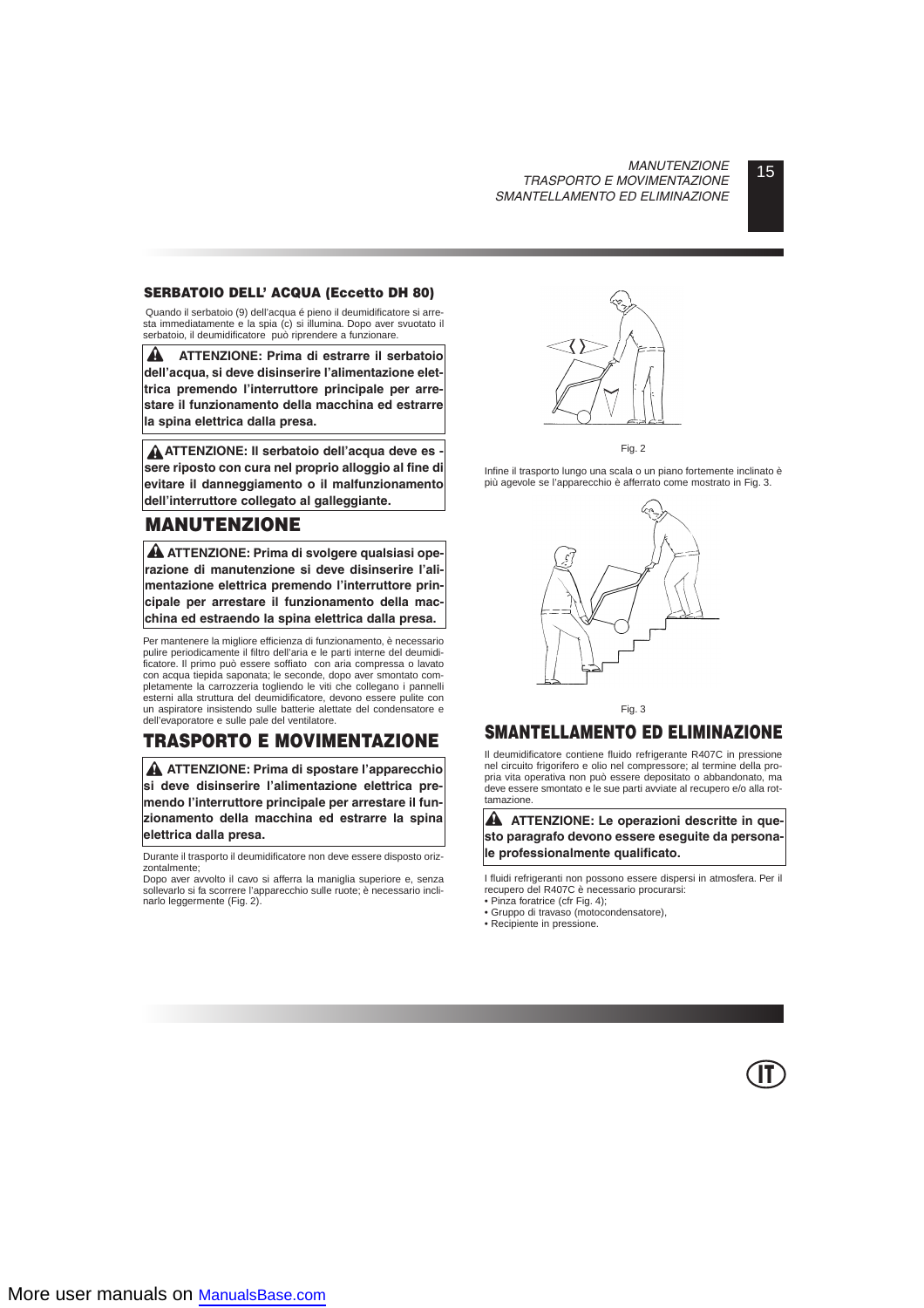### SERBATOIO DELL' ACQUA (Eccetto DH 80)

Quando il serbatoio (9) dell'acqua é pieno il deumidificatore si arresta immediatamente e la spia (c) si illumina. Dopo aver svuotato il serbatoio, il deumidificatore può riprendere a funzionare.

**ATTENZIONE: Prima di estrarre il serbatoio dell'acqua, si deve disinserire l'alimentazione elettrica premendo l'interruttore principale per arrestare il funzionamento della macchina ed estrarre la spina elettrica dalla presa.**

**ATTENZIONE: Il serbatoio dell'acqua deve essere riposto con cura nel proprio alloggio al fine di evitare il danneggiamento o il malfunzionamento dell'interruttore collegato al galleggiante.**

## MANUTENZIONE

**ATTENZIONE: Prima di svolgere qualsiasi operazione di manutenzione si deve disinserire l'alimentazione elettrica premendo l'interruttore principale per arrestare il funzionamento della macchina ed estraendo la spina elettrica dalla presa.**

Per mantenere la migliore efficienza di funzionamento, è necessario pulire periodicamente il filtro dell'aria e le parti interne del deumidificatore. Il primo può essere soffiato con aria compressa o lavato con acqua tiepida saponata; le seconde, dopo aver smontato completamente la carrozzeria togliendo le viti che collegano i pannelli esterni alla struttura del deumidificatore, devono essere pulite con un aspiratore insistendo sulle batterie alettate del condensatore e dell'evaporatore e sulle pale del ventilatore.

## TRASPORTO E MOVIMENTAZIONE

**ATTENZIONE: Prima di spostare l'apparecchio si deve disinserire l'alimentazione elettrica premendo l'interruttore principale per arrestare il funzionamento della macchina ed estrarre la spina elettrica dalla presa.**

Durante il trasporto il deumidificatore non deve essere disposto orizzontalmente;
Dopo aver avvolto il cavo si afferra la maniglia superiore e, senza sollevarlo si fa scorrere l'apparecchio sulle ruote; è necessario inclinarlo leggermente (Fig. 2).

Fig. 2

Infine il trasporto lungo una scala o un piano fortemente inclinato è più agevole se l'apparecchio è afferrato come mostrato in Fig. 3.

Fig. 3

## SMANTELLAMENTO ED ELIMINAZIONE

Il deumidificatore contiene fluido refrigerante R407C in pressione nel circuito frigorifero e olio nel compressore; al termine della propria vita operativa non può essere depositato o abbandonato, ma deve essere smontato e le sue parti avviate al recupero e/o alla rottamazione.

**ATTENZIONE: Le operazioni descritte in questo paragrafo devono essere eseguite da personale professionalmente qualificato.**

I fluidi refrigeranti non possono essere dispersi in atmosfera. Per il recupero del R407C è necessario procurarsi:
- Pinza foratrice (cfr Fig. 4);
- Gruppo di travaso (motocondensatore),
- Recipiente in pressione.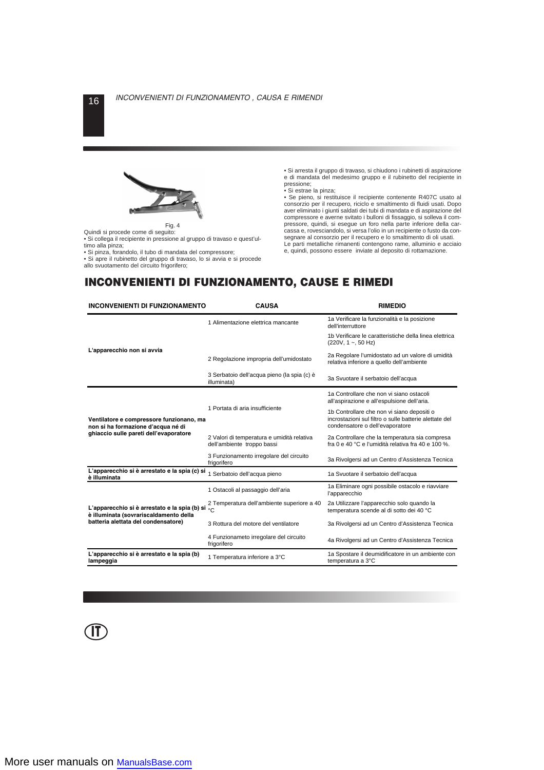Fig. 4

Quindi si procede come di seguito:
• Si collega il recipiente in pressione al gruppo di travaso e quest'ultimo alla pinza;
• Si pinza, forandolo, il tubo di mandata del compressore;
• Si apre il rubinetto del gruppo di travaso, lo si avvia e si procede allo svuotamento del circuito frigorifero;

• Si arresta il gruppo di travaso, si chiudono i rubinetti di aspirazione e di mandata del medesimo gruppo e il rubinetto del recipiente in pressione;
• Si estrae la pinza;
• Se pieno, si restituisce il recipiente contenente R407C usato al consorzio per il recupero, riciclo e smaltimento di fluidi usati. Dopo aver eliminato i giunti saldati dei tubi di mandata e di aspirazione del compressore e averne svitato i bulloni di fissaggio, si solleva il compressore, quindi, si esegue un foro nella parte inferiore della carcassa e, rovesciandolo, si versa l'olio in un recipiente o fusto da consegnare al consorzio per il recupero e lo smaltimento di oli usati.
Le parti metalliche rimanenti contengono rame, alluminio e acciaio e, quindi, possono essere inviate al deposito di rottamazione.

## INCONVENIENTI DI FUNZIONAMENTO, CAUSE E RIMEDI

| INCONVENIENTI DI FUNZIONAMENTO | CAUSA | RIMEDIO |
|---|---|---|
| **L'apparecchio non si avvia** | 1 Alimentazione elettrica mancante | 1a Verificare la funzionalità e la posizione dell'interruttore |
| | | 1b Verificare le caratteristiche della linea elettrica (220V, 1 ~, 50 Hz) |
| | 2 Regolazione impropria dell'umidostato | 2a Regolare l'umidostato ad un valore di umidità relativa inferiore a quello dell'ambiente |
| | 3 Serbatoio dell'acqua pieno (la spia (c) è illuminata) | 3a Svuotare il serbatoio dell'acqua |
| **Ventilatore e compressore funzionano, ma non si ha formazione d'acqua né di ghiaccio sulle pareti dell'evaporatore** | 1 Portata di aria insufficiente | 1a Controllare che non vi siano ostacoli all'aspirazione e all'espulsione dell'aria. |
| | | 1b Controllare che non vi siano depositi o incrostazioni sul filtro o sulle batterie alettate del condensatore o dell'evaporatore |
| | 2 Valori di temperatura e umidità relativa dell'ambiente troppo bassi | 2a Controllare che la temperatura sia compresa fra 0 e 40 °C e l'umidità relativa fra 40 e 100 %. |
| | 3 Funzionamento irregolare del circuito frigorifero | 3a Rivolgersi ad un Centro d'Assistenza Tecnica |
| **L'apparecchio si è arrestato e la spia (c) si è illuminata** | 1 Serbatoio dell'acqua pieno | 1a Svuotare il serbatoio dell'acqua |
| **L'apparecchio si è arrestato e la spia (b) si è illuminata (sovrariscaldamento della batteria alettata del condensatore)** | 1 Ostacoli al passaggio dell'aria | 1a Eliminare ogni possibile ostacolo e riavviare l'apparecchio |
| | 2 Temperatura dell'ambiente superiore a 40 °C | 2a Utilizzare l'apparecchio solo quando la temperatura scende al di sotto dei 40 °C |
| | 3 Rottura del motore del ventilatore | 3a Rivolgersi ad un Centro d'Assistenza Tecnica |
| | 4 Funzionameto irregolare del circuito frigorifero | 4a Rivolgersi ad un Centro d'Assistenza Tecnica |
| **L'apparecchio si è arrestato e la spia (b) lampeggia** | 1 Temperatura inferiore a 3°C | 1a Spostare il deumidificatore in un ambiente con temperatura a 3°C |

IT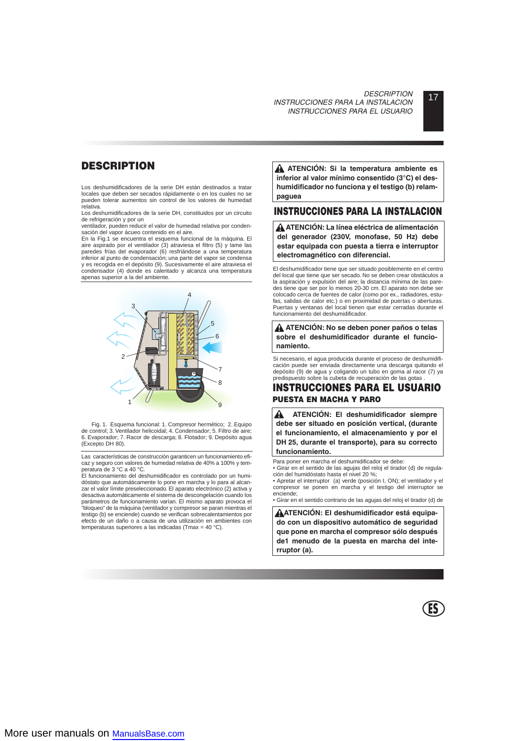# DESCRIPTION

Los deshumidificadores de la serie DH están destinados a tratar locales que deben ser secados rápidamente o en los cuales no se pueden tolerar aumentos sin control de los valores de humedad relativa.
Los deshumidificadores de la serie DH, constituidos por un circuito de refrigeración y por un
ventilador, pueden reducir el valor de humedad relativa por condensación del vapor ácueo contenido en el aire.
En la Fig.1 se encuentra el esquema funcional de la máquina. El aire aspirado por el ventilador (3) atraviesa el filtro (5) y lame las paredes frías del evaporador (6) resfriándose a una temperatura inferior al punto de condensación; una parte del vapor se condensa y es recogida en el depósito (9). Sucesivamente el aire atraviesa el condensador (4) donde es calentado y alcanza una temperatura apenas superior a la del ambiente.

Fig. 1. Esquema funcional: 1. Compresor hermético; 2. Equipo de control; 3. Ventilador helicoidal; 4. Condensador; 5. Filtro de aire; 6. Evaporador; 7. Racor de descarga; 8. Flotador; 9. Depósito agua (Excepto DH 80).

Las características de construcción garanticen un funcionamiento eficaz y seguro con valores de humedad relativa de 40% a 100% y temperatura de 3 °C a 40 °C.
El funcionamiento del deshumidificador es controlado por un humidóstato que automáticamente lo pone en marcha y lo para al alcanzar el valor límite preseleccionado. El aparato electrónico (2) activa y desactiva automáticamente el sistema de descongelación cuando los parámetros de funcionamiento varían. El mismo aparato provoca el "bloqueo" de la máquina (ventilador y compresor se paran mientras el testigo (b) se enciende) cuando se verifican sobrecalentamientos por efecto de un daño o a causa de una utilización en ambientes con temperaturas superiores a las indicadas (Tmax = 40 °C).

**⚠ ATENCIÓN: Si la temperatura ambiente es inferior al valor mínimo consentido (3°C) el deshumidificador no funciona y el testigo (b) relampaguea**

# INSTRUCCIONES PARA LA INSTALACION

**⚠ ATENCIÓN: La línea eléctrica de alimentación del generador (230V, monofase, 50 Hz) debe estar equipada con puesta a tierra e interruptor electromagnético con diferencial.**

El deshumidificador tiene que ser situado posiblemente en el centro del local que tiene que ser secado. No se deben crear obstáculos a la aspiración y expulsión del aire; la distancia mínima de las paredes tiene que ser por lo menos 20-30 cm. El aparato non debe ser colocado cerca de fuentes de calor (como por ex., radiadores, estufas, salidas de calor etc.) o en proximidad de puertas o aberturas. Puertas y ventanas del local tienen que estar cerradas durante el funcionamiento del deshumidificador.

**⚠ ATENCIÓN: No se deben poner paños o telas sobre el deshumidificador durante el funcionamiento.**

Si necesario, el agua producida durante el proceso de deshumidificación puede ser enviada directamente una descarga quitando el depósito (9) de agua y coligando un tubo en goma al racor (7) ya predispuesto sobre la cubeta de recuperación de las gotas .

# INSTRUCCIONES PARA EL USUARIO

## PUESTA EN MACHA Y PARO

**⚠ ATENCIÓN: El deshumidificador siempre debe ser situado en posición vertical, (durante el funcionamiento, el almacenamiento y por el DH 25, durante el transporte), para su correcto funcionamiento.**

Para poner en marcha el deshumidificador se debe:
- Girar en el sentido de las agujas del reloj el tirador (d) de regulación del humidóstato hasta el nivel 20 %;
- Apretar el interruptor (a) verde (posición I, ON); el ventilador y el compresor se ponen en marcha y el testigo del interruptor se enciende;
- Girar en el sentido contrario de las agujas del reloj el tirador (d) de

**⚠ ATENCIÓN: El deshumidificador está equipado con un dispositivo automático de seguridad que pone en marcha el compresor sólo después de1 menudo de la puesta en marcha del interruptor (a).**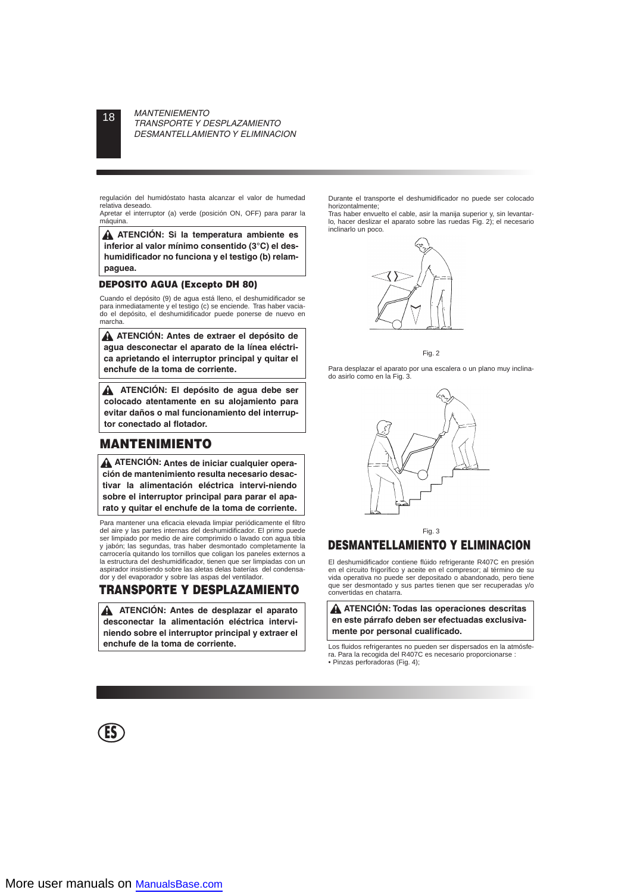regulación del humidóstato hasta alcanzar el valor de humedad relativa deseado.
Apretar el interruptor (a) verde (posición ON, OFF) para parar la máquina.

**⚠ ATENCIÓN: Si la temperatura ambiente es inferior al valor mínimo consentido (3°C) el deshumidificador no funciona y el testigo (b) relampaguea.**

### DEPOSITO AGUA (Excepto DH 80)

Cuando el depósito (9) de agua está lleno, el deshumidificador se para inmediatamente y el testigo (c) se enciende. Tras haber vaciado el depósito, el deshumidificador puede ponerse de nuevo en marcha.

**⚠ ATENCIÓN: Antes de extraer el depósito de agua desconectar el aparato de la línea eléctrica apretando el interruptor principal y quitar el enchufe de la toma de corriente.**

**⚠ ATENCIÓN: El depósito de agua debe ser colocado atentamente en su alojamiento para evitar daños o mal funcionamiento del interruptor conectado al flotador.**

## MANTENIMIENTO

**⚠ ATENCIÓN: Antes de iniciar cualquier operación de mantenimiento resulta necesario desactivar la alimentación eléctrica intervi-niendo sobre el interruptor principal para parar el aparato y quitar el enchufe de la toma de corriente.**

Para mantener una eficacia elevada limpiar periódicamente el filtro del aire y las partes internas del deshumidificador. El primo puede ser limpiado por medio de aire comprimido o lavado con agua tibia y jabón; las segundas, tras haber desmontado completamente la carrocería quitando los tornillos que coligan los paneles externos a la estructura del deshumidificador, tienen que ser limpiadas con un aspirador insistiendo sobre las aletas delas baterías del condensador y del evaporador y sobre las aspas del ventilador.

## TRANSPORTE Y DESPLAZAMIENTO

**⚠ ATENCIÓN: Antes de desplazar el aparato desconectar la alimentación eléctrica intervi-niendo sobre el interruptor principal y extraer el enchufe de la toma de corriente.**

Durante el transporte el deshumidificador no puede ser colocado horizontalmente;
Tras haber envuelto el cable, asir la manija superior y, sin levantarlo, hacer deslizar el aparato sobre las ruedas Fig. 2); el necesario inclinarlo un poco.

Fig. 2

Para desplazar el aparato por una escalera o un plano muy inclinado asirlo como en la Fig. 3.

Fig. 3

## DESMANTELLAMIENTO Y ELIMINACION

El deshumidificador contiene flúido refrigerante R407C en presión en el circuito frigorífico y aceite en el compresor; al término de su vida operativa no puede ser depositado o abandonado, pero tiene que ser desmontado y sus partes tienen que ser recuperadas y/o convertidas en chatarra.

**⚠ ATENCIÓN: Todas las operaciones descritas en este párrafo deben ser efectuadas exclusivamente por personal cualificado.**

Los fluidos refrigerantes no pueden ser dispersados en la atmósfera. Para la recogida del R407C es necesario proporcionarse :
• Pinzas perforadoras (Fig. 4);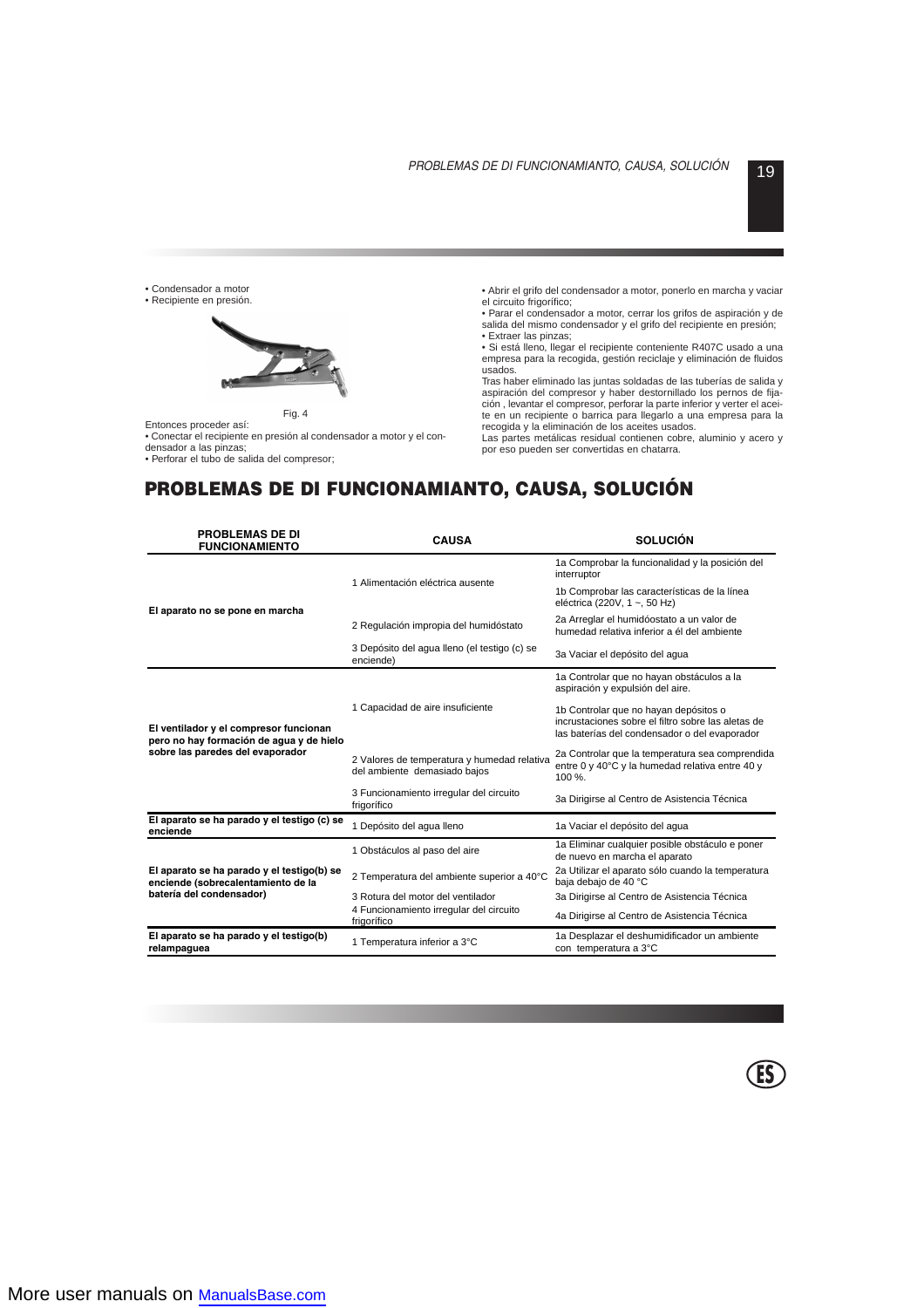- Condensador a motor
- Recipiente en presión.

Fig. 4

Entonces proceder así:

- Conectar el recipiente en presión al condensador a motor y el condensador a las pinzas;
- Perforar el tubo de salida del compresor;
- Abrir el grifo del condensador a motor, ponerlo en marcha y vaciar el circuito frigorífico;
- Parar el condensador a motor, cerrar los grifos de aspiración y de salida del mismo condensador y el grifo del recipiente en presión;
- Extraer las pinzas;
- Si está lleno, llegar el recipiente conteniente R407C usado a una empresa para la recogida, gestión reciclaje y eliminación de fluidos usados.

Tras haber eliminado las juntas soldadas de las tuberías de salida y aspiración del compresor y haber destornillado los pernos de fijación , levantar el compresor, perforar la parte inferior y verter el aceite en un recipiente o barrica para llegarlo a una empresa para la recogida y la eliminación de los aceites usados.

Las partes metálicas residual contienen cobre, aluminio y acero y por eso pueden ser convertidas en chatarra.

# PROBLEMAS DE DI FUNCIONAMIANTO, CAUSA, SOLUCIÓN

| PROBLEMAS DE DI FUNCIONAMIENTO | CAUSA | SOLUCIÓN |
|---|---|---|
| **El aparato no se pone en marcha** | 1 Alimentación eléctrica ausente | 1a Comprobar la funcionalidad y la posición del interruptor |
| | | 1b Comprobar las características de la línea eléctrica (220V, 1 ~, 50 Hz) |
| | 2 Regulación impropia del humidóstato | 2a Arreglar el humidóostato a un valor de humedad relativa inferior a él del ambiente |
| | 3 Depósito del agua lleno (el testigo (c) se enciende) | 3a Vaciar el depósito del agua |
| **El ventilador y el compresor funcionan pero no hay formación de agua y de hielo sobre las paredes del evaporador** | 1 Capacidad de aire insuficiente | 1a Controlar que no hayan obstáculos a la aspiración y expulsión del aire. |
| | | 1b Controlar que no hayan depósitos o incrustaciones sobre el filtro sobre las aletas de las baterías del condensador o del evaporador |
| | 2 Valores de temperatura y humedad relativa del ambiente demasiado bajos | 2a Controlar que la temperatura sea comprendida entre 0 y 40°C y la humedad relativa entre 40 y 100 %. |
| | 3 Funcionamiento irregular del circuito frigorífico | 3a Dirigirse al Centro de Asistencia Técnica |
| **El aparato se ha parado y el testigo (c) se enciende** | 1 Depósito del agua lleno | 1a Vaciar el depósito del agua |
| **El aparato se ha parado y el testigo(b) se enciende (sobrecalentamiento de la batería del condensador)** | 1 Obstáculos al paso del aire | 1a Eliminar cualquier posible obstáculo e poner de nuevo en marcha el aparato |
| | 2 Temperatura del ambiente superior a 40°C | 2a Utilizar el aparato sólo cuando la temperatura baja debajo de 40 °C |
| | 3 Rotura del motor del ventilador | 3a Dirigirse al Centro de Asistencia Técnica |
| | 4 Funcionamiento irregular del circuito frigorífico | 4a Dirigirse al Centro de Asistencia Técnica |
| **El aparato se ha parado y el testigo(b) relampaguea** | 1 Temperatura inferior a 3°C | 1a Desplazar el deshumidificador un ambiente con temperatura a 3°C |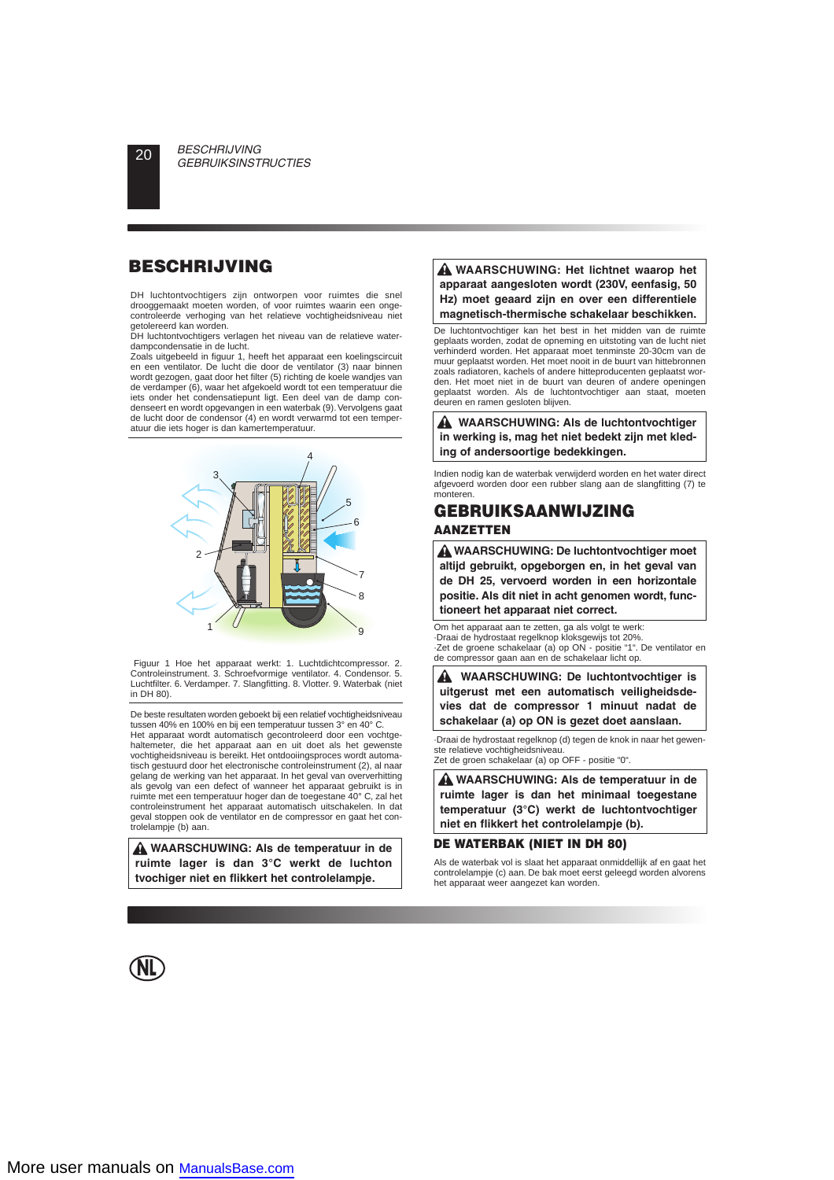## BESCHRIJVING

DH luchtontvochtigers zijn ontworpen voor ruimtes die snel drooggemaakt moeten worden, of voor ruimtes waarin een ongecontroleerde verhoging van het relatieve vochtigheidsniveau niet getolereerd kan worden.
DH luchtontvochtigers verlagen het niveau van de relatieve waterdampcondensatie in de lucht.
Zoals uitgebeeld in figuur 1, heeft het apparaat een koelingscircuit en een ventilator. De lucht die door de ventilator (3) naar binnen wordt gezogen, gaat door het filter (5) richting de koele wandjes van de verdamper (6), waar het afgekoeld wordt tot een temperatuur die iets onder het condensatiepunt ligt. Een deel van de damp condenseert en wordt opgevangen in een waterbak (9). Vervolgens gaat de lucht door de condensor (4) en wordt verwarmd tot een temperatuur die iets hoger is dan kamertemperatuur.

Figuur 1 Hoe het apparaat werkt: 1. Luchtdichtcompressor. 2. Controleinstrument. 3. Schroefvormige ventilator. 4. Condensor. 5. Luchtfilter. 6. Verdamper. 7. Slangfitting. 8. Vlotter. 9. Waterbak (niet in DH 80).

De beste resultaten worden geboekt bij een relatief vochtigheidsniveau tussen 40% en 100% en bij een temperatuur tussen 3° en 40° C.
Het apparaat wordt automatisch gecontroleerd door een vochtgehaltemeter, die het apparaat aan en uit doet als het gewenste vochtigheidsniveau is bereikt. Het ontdooiingsproces wordt automatisch gestuurd door het electronische controleinstrument (2), al naar gelang de werking van het apparaat. In het geval van oververhitting als gevolg van een defect of wanneer het apparaat gebruikt is in ruimte met een temperatuur hoger dan de toegestane 40° C, zal het controleinstrument het apparaat automatisch uitschakelen. In dat geval stoppen ook de ventilator en de compressor en gaat het controlelampje (b) aan.

**⚠ WAARSCHUWING: Als de temperatuur in de ruimte lager is dan 3°C werkt de luchton tvochtiger niet en flikkert het controlelampje.**

**⚠ WAARSCHUWING: Het lichtnet waarop het apparaat aangesloten wordt (230V, eenfasig, 50 Hz) moet geaard zijn en over een differentiele magnetisch-thermische schakelaar beschikken.**

De luchtontvochtiger kan het best in het midden van de ruimte geplaats worden, zodat de opneming en uitstoting van de lucht niet verhinderd worden. Het apparaat moet tenminste 20-30cm van de muur geplaatst worden. Het moet nooit in de buurt van hittebronnen zoals radiatoren, kachels of andere hitteproducenten geplaatst worden. Het moet niet in de buurt van deuren of andere openingen geplaatst worden. Als de luchtontvochtiger aan staat, moeten deuren en ramen gesloten blijven.

**⚠ WAARSCHUWING: Als de luchtontvochtiger in werking is, mag het niet bedekt zijn met kleding of andersoortige bedekkingen.**

Indien nodig kan de waterbak verwijderd worden en het water direct afgevoerd worden door een rubber slang aan de slangfitting (7) te monteren.

## GEBRUIKSAANWIJZING

### AANZETTEN

**⚠ WAARSCHUWING: De luchtontvochtiger moet altijd gebruikt, opgeborgen en, in het geval van de DH 25, vervoerd worden in een horizontale positie. Als dit niet in acht genomen wordt, functioneert het apparaat niet correct.**

Om het apparaat aan te zetten, ga als volgt te werk:
·Draai de hydrostaat regelknop kloksgewijs tot 20%.
·Zet de groene schakelaar (a) op ON - positie "1". De ventilator en de compressor gaan aan en de schakelaar licht op.

**⚠ WAARSCHUWING: De luchtontvochtiger is uitgerust met een automatisch veiligheidsdevies dat de compressor 1 minuut nadat de schakelaar (a) op ON is gezet doet aanslaan.**

·Draai de hydrostaat regelknop (d) tegen de knok in naar het gewenste relatieve vochtigheidsniveau.
Zet de groen schakelaar (a) op OFF - positie "0".

**⚠ WAARSCHUWING: Als de temperatuur in de ruimte lager is dan het minimaal toegestane temperatuur (3°C) werkt de luchtontvochtiger niet en flikkert het controlelampje (b).**

### DE WATERBAK (NIET IN DH 80)

Als de waterbak vol is slaat het apparaat onmiddellijk af en gaat het controlelampje (c) aan. De bak moet eerst geleegd worden alvorens het apparaat weer aangezet kan worden.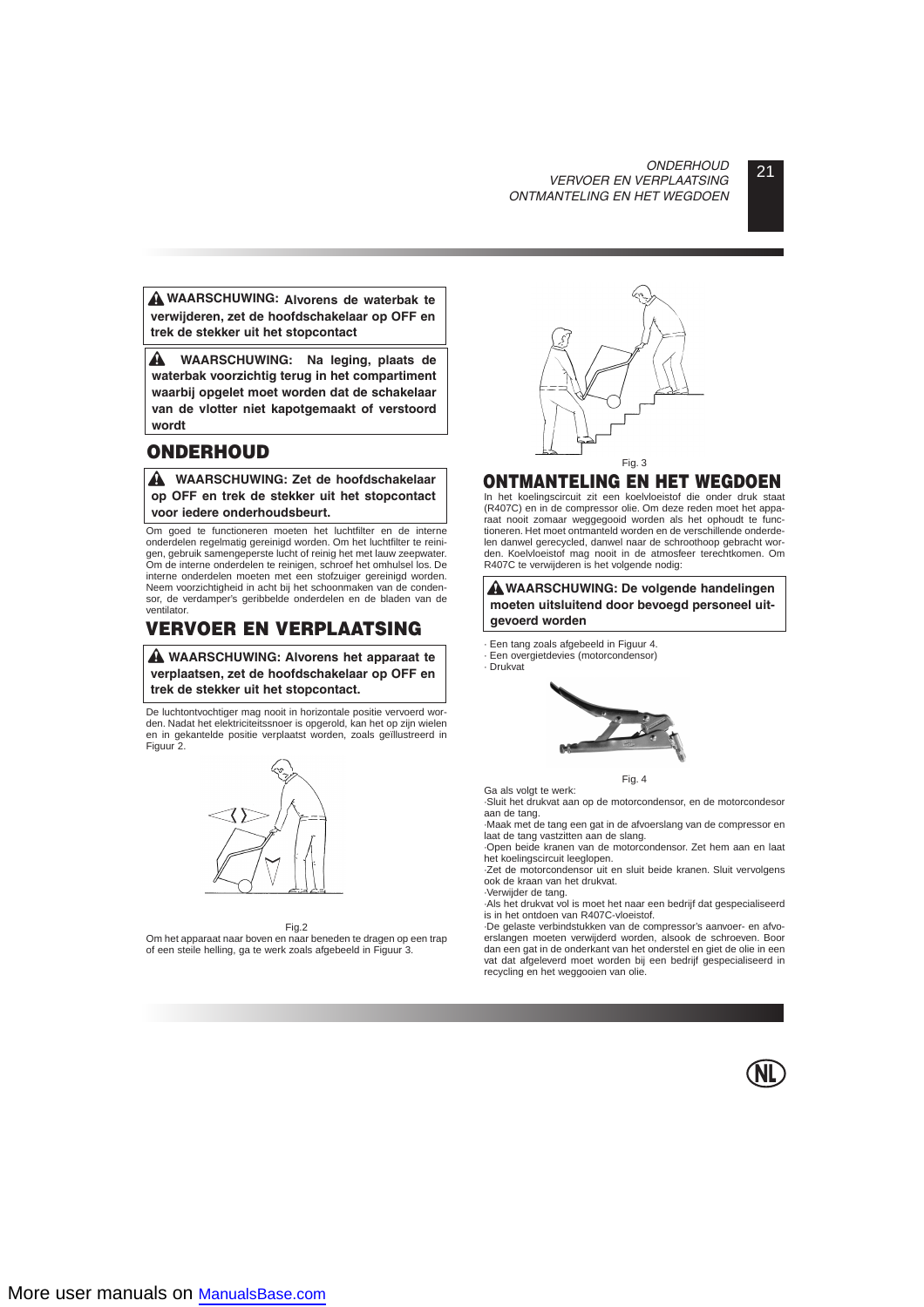**⚠ WAARSCHUWING: Alvorens de waterbak te verwijderen, zet de hoofdschakelaar op OFF en trek de stekker uit het stopcontact**

**⚠ WAARSCHUWING: Na leging, plaats de waterbak voorzichtig terug in het compartiment waarbij opgelet moet worden dat de schakelaar van de vlotter niet kapotgemaakt of verstoord wordt**

## ONDERHOUD

**⚠ WAARSCHUWING: Zet de hoofdschakelaar op OFF en trek de stekker uit het stopcontact voor iedere onderhoudsbeurt.**

Om goed te functioneren moeten het luchtfilter en de interne onderdelen regelmatig gereinigd worden. Om het luchtfilter te reinigen, gebruik samengeperste lucht of reinig het met lauw zeepwater. Om de interne onderdelen te reinigen, schroef het omhulsel los. De interne onderdelen moeten met een stofzuiger gereinigd worden. Neem voorzichtigheid in acht bij het schoonmaken van de condensor, de verdamper's geribbelde onderdelen en de bladen van de ventilator.

## VERVOER EN VERPLAATSING

**⚠ WAARSCHUWING: Alvorens het apparaat te verplaatsen, zet de hoofdschakelaar op OFF en trek de stekker uit het stopcontact.**

De luchtontvochtiger mag nooit in horizontale positie vervoerd worden. Nadat het elektriciteitssnoer is opgerold, kan het op zijn wielen en in gekantelde positie verplaatst worden, zoals geïllustreerd in Figuur 2.

Fig.2

Om het apparaat naar boven en naar beneden te dragen op een trap of een steile helling, ga te werk zoals afgebeeld in Figuur 3.

Fig. 3

## ONTMANTELING EN HET WEGDOEN

In het koelingscircuit zit een koelvloeistof die onder druk staat (R407C) en in de compressor olie. Om deze reden moet het apparaat nooit zomaar weggegooid worden als het ophoudt te functioneren. Het moet ontmanteld worden en de verschillende onderdelen danwel gerecycled, danwel naar de schroothoop gebracht worden. Koelvloeistof mag nooit in de atmosfeer terechtkomen. Om R407C te verwijderen is het volgende nodig:

**⚠ WAARSCHUWING: De volgende handelingen moeten uitsluitend door bevoegd personeel uitgevoerd worden**

· Een tang zoals afgebeeld in Figuur 4.
· Een overgietdevies (motorcondensor)
· Drukvat

Fig. 4

Ga als volgt te werk:
·Sluit het drukvat aan op de motorcondensor, en de motorcondesor aan de tang.
·Maak met de tang een gat in de afvoerslang van de compressor en laat de tang vastzitten aan de slang.
·Open beide kranen van de motorcondensor. Zet hem aan en laat het koelingscircuit leeglopen.
·Zet de motorcondensor uit en sluit beide kranen. Sluit vervolgens ook de kraan van het drukvat.
·Verwijder de tang.
·Als het drukvat vol is moet het naar een bedrijf dat gespecialiseerd is in het ontdoen van R407C-vloeistof.
·De gelaste verbindstukken van de compressor's aanvoer- en afvoerslangen moeten verwijderd worden, alsook de schroeven. Boor dan een gat in de onderkant van het onderstel en giet de olie in een vat dat afgeleverd moet worden bij een bedrijf gespecialiseerd in recycling en het weggooien van olie.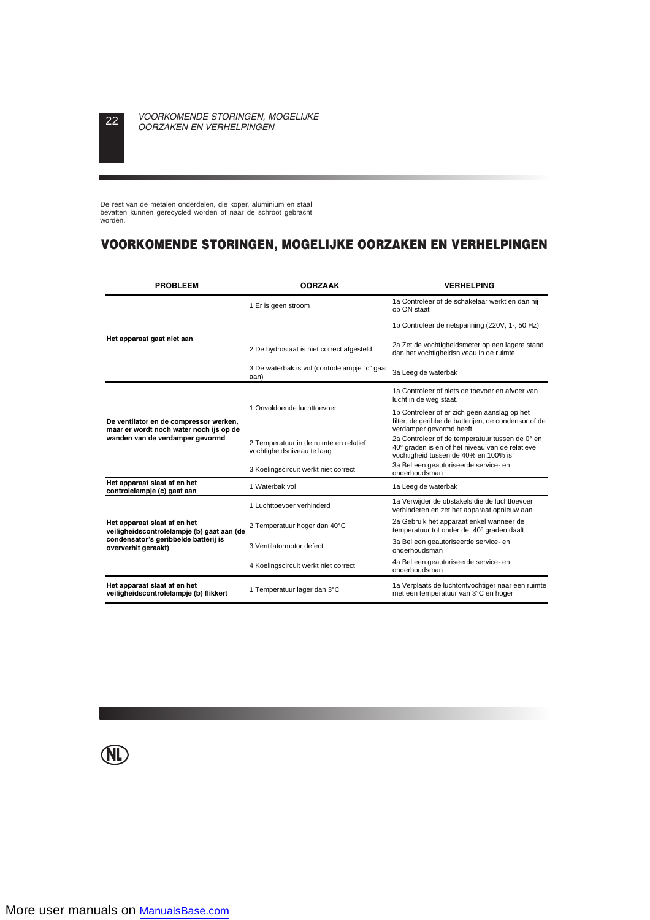De rest van de metalen onderdelen, die koper, aluminium en staal bevatten kunnen gerecycled worden of naar de schroot gebracht worden.

## VOORKOMENDE STORINGEN, MOGELIJKE OORZAKEN EN VERHELPINGEN

| PROBLEEM | OORZAAK | VERHELPING |
|---|---|---|
| **Het apparaat gaat niet aan** | 1 Er is geen stroom | 1a Controleer of de schakelaar werkt en dan hij op ON staat |
| | | 1b Controleer de netspanning (220V, 1-, 50 Hz) |
| | 2 De hydrostaat is niet correct afgesteld | 2a Zet de vochtigheidsmeter op een lagere stand dan het vochtigheidsniveau in de ruimte |
| | 3 De waterbak is vol (controlelampje "c" gaat aan) | 3a Leeg de waterbak |
| **De ventilator en de compressor werken, maar er wordt noch water noch ijs op de wanden van de verdamper gevormd** | 1 Onvoldoende luchttoevoer | 1a Controleer of niets de toevoer en afvoer van lucht in de weg staat. |
| | | 1b Controleer of er zich geen aanslag op het filter, de geribbelde batterijen, de condensor of de verdamper gevormd heeft |
| | 2 Temperatuur in de ruimte en relatief vochtigheidsniveau te laag | 2a Controleer of de temperatuur tussen de 0° en 40° graden is en of het niveau van de relatieve vochtigheid tussen de 40% en 100% is |
| | 3 Koelingscircuit werkt niet correct | 3a Bel een geautoriseerde service- en onderhoudsman |
| **Het apparaat slaat af en het controlelampje (c) gaat aan** | 1 Waterbak vol | 1a Leeg de waterbak |
| **Het apparaat slaat af en het veiligheidscontrolelampje (b) gaat aan (de condensator's geribbelde batterij is oververhit geraakt)** | 1 Luchttoevoer verhinderd | 1a Verwijder de obstakels die de luchttoevoer verhinderen en zet het apparaat opnieuw aan |
| | 2 Temperatuur hoger dan 40°C | 2a Gebruik het apparaat enkel wanneer de temperatuur tot onder de 40° graden daalt |
| | 3 Ventilatormotor defect | 3a Bel een geautoriseerde service- en onderhoudsman |
| | 4 Koelingscircuit werkt niet correct | 4a Bel een geautoriseerde service- en onderhoudsman |
| **Het apparaat slaat af en het veiligheidscontrolelampje (b) flikkert** | 1 Temperatuur lager dan 3°C | 1a Verplaats de luchtontvochtiger naar een ruimte met een temperatuur van 3°C en hoger |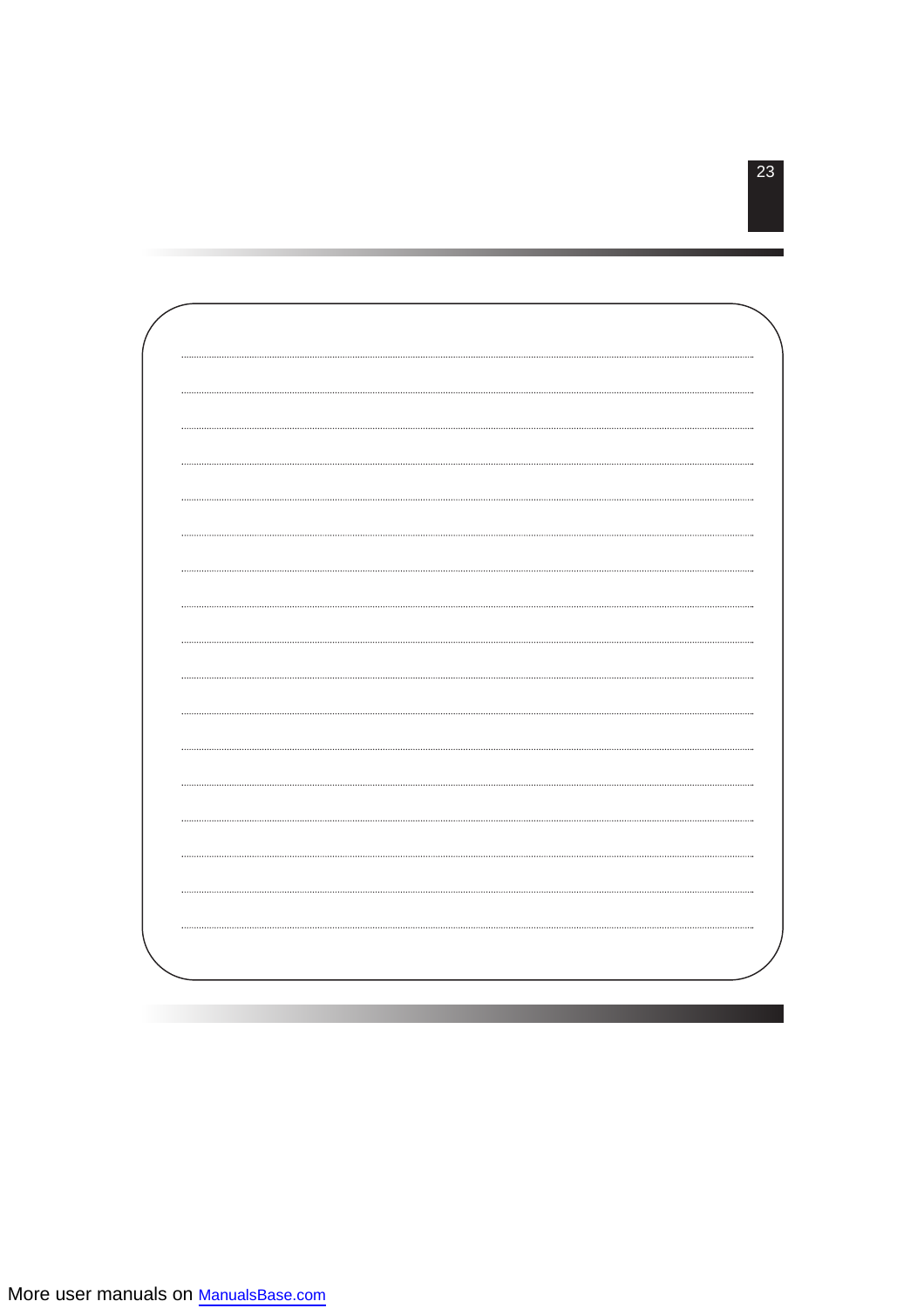More user manuals on ManualsBase.com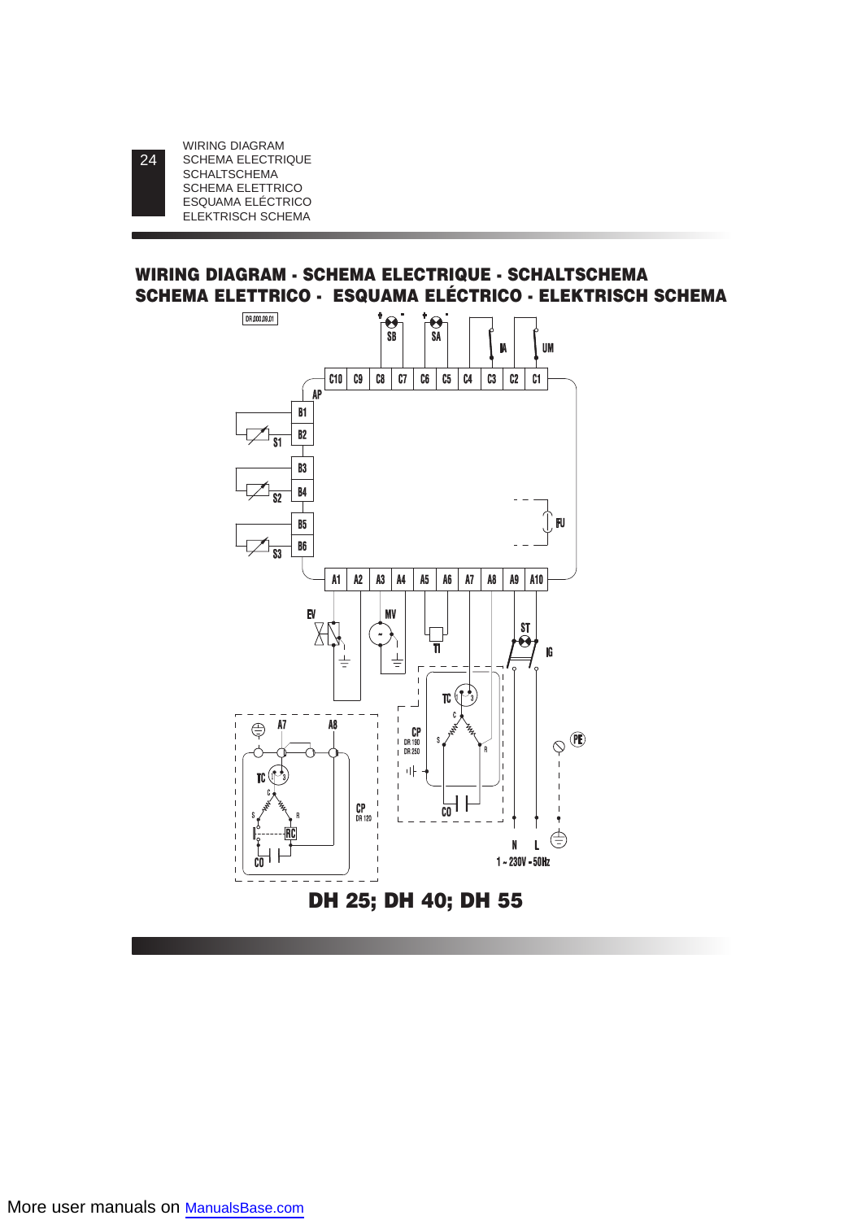# WIRING DIAGRAM - SCHEMA ELECTRIQUE - SCHALTSCHEMA SCHEMA ELETTRICO - ESQUAMA ELÉCTRICO - ELEKTRISCH SCHEMA

DR.000.09.01

SB SA IA UM

C10 C9 C8 C7 C6 C5 C4 C3 C2 C1

AP

B1 B2 S1 B3 B4 S2 B5 B6 S3

FU

A1 A2 A3 A4 A5 A6 A7 A8 A9 A10

EV MV T1 ST IG

TC CP DR 190 DR 250 CO

A7 A8 TC CP DR 120 RC CO

PE

N L

1 ~ 230V - 50Hz

**DH 25; DH 40; DH 55**

More user manuals on ManualsBase.com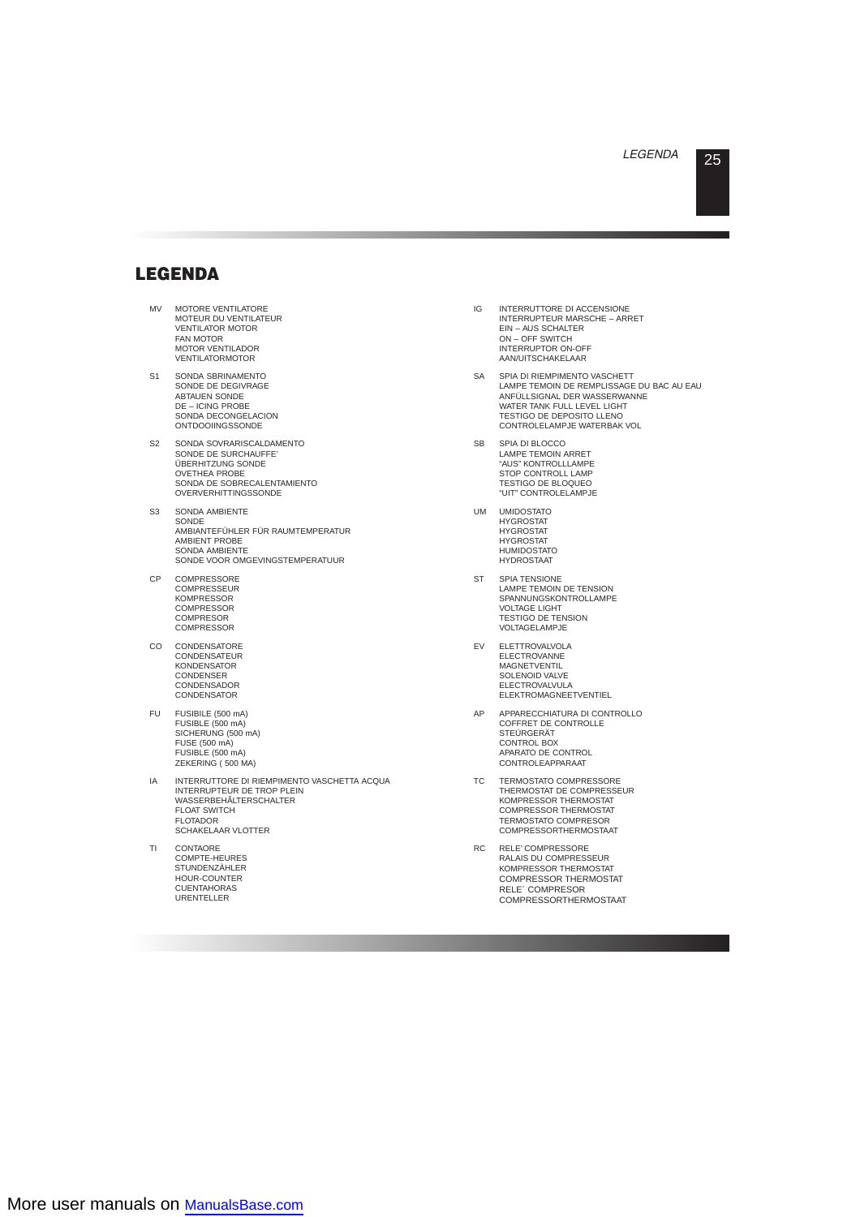# LEGENDA

**MV**
MOTORE VENTILATORE
MOTEUR DU VENTILATEUR
VENTILATOR MOTOR
FAN MOTOR
MOTOR VENTILADOR
VENTILATORMOTOR

**S1**
SONDA SBRINAMENTO
SONDE DE DEGIVRAGE
ABTAUEN SONDE
DE – ICING PROBE
SONDA DECONGELACION
ONTDOOIINGSSONDE

**S2**
SONDA SOVRARISCALDAMENTO
SONDE DE SURCHAUFFE'
ÜBERHITZUNG SONDE
OVETHEA PROBE
SONDA DE SOBRECALENTAMIENTO
OVERVERHITTINGSSONDE

**S3**
SONDA AMBIENTE
SONDE
AMBIANTEFÜHLER FÜR RAUMTEMPERATUR
AMBIENT PROBE
SONDA AMBIENTE
SONDE VOOR OMGEVINGSTEMPERATUUR

**CP**
COMPRESSORE
COMPRESSEUR
KOMPRESSOR
COMPRESSOR
COMPRESOR
COMPRESSOR

**CO**
CONDENSATORE
CONDENSATEUR
KONDENSATOR
CONDENSER
CONDENSADOR
CONDENSATOR

**FU**
FUSIBILE (500 mA)
FUSIBLE (500 mA)
SICHERUNG (500 mA)
FUSE (500 mA)
FUSIBLE (500 mA)
ZEKERING ( 500 MA)

**IA**
INTERRUTTORE DI RIEMPIMENTO VASCHETTA ACQUA
INTERRUPTEUR DE TROP PLEIN
WASSERBEHÄLTERSCHALTER
FLOAT SWITCH
FLOTADOR
SCHAKELAAR VLOTTER

**TI**
CONTAORE
COMPTE-HEURES
STUNDENZÄHLER
HOUR-COUNTER
CUENTAHORAS
URENTELLER

**IG**
INTERRUTTORE DI ACCENSIONE
INTERRUPTEUR MARSCHE – ARRET
EIN – AUS SCHALTER
ON – OFF SWITCH
INTERRUPTOR ON-OFF
AAN/UITSCHAKELAAR

**SA**
SPIA DI RIEMPIMENTO VASCHETT
LAMPE TEMOIN DE REMPLISSAGE DU BAC AU EAU
ANFÜLLSIGNAL DER WASSERWANNE
WATER TANK FULL LEVEL LIGHT
TESTIGO DE DEPOSITO LLENO
CONTROLELAMPJE WATERBAK VOL

**SB**
SPIA DI BLOCCO
LAMPE TEMOIN ARRET
"AUS" KONTROLLLAMPE
STOP CONTROLL LAMP
TESTIGO DE BLOQUEO
"UIT" CONTROLELAMPJE

**UM**
UMIDOSTATO
HYGROSTAT
HYGROSTAT
HYGROSTAT
HUMIDOSTATO
HYDROSTAAT

**ST**
SPIA TENSIONE
LAMPE TEMOIN DE TENSION
SPANNUNGSKONTROLLAMPE
VOLTAGE LIGHT
TESTIGO DE TENSION
VOLTAGELAMPJE

**EV**
ELETTROVALVOLA
ELECTROVANNE
MAGNETVENTIL
SOLENOID VALVE
ELECTROVALVULA
ELEKTROMAGNEETVENTIEL

**AP**
APPARECCHIATURA DI CONTROLLO
COFFRET DE CONTROLLE
STEÜRGERÄT
CONTROL BOX
APARATO DE CONTROL
CONTROLEAPPARAAT

**TC**
TERMOSTATO COMPRESSORE
THERMOSTAT DE COMPRESSEUR
KOMPRESSOR THERMOSTAT
COMPRESSOR THERMOSTAT
TERMOSTATO COMPRESOR
COMPRESSORTHERMOSTAAT

**RC**
RELE' COMPRESSORE
RALAIS DU COMPRESSEUR
KOMPRESSOR THERMOSTAT
COMPRESSOR THERMOSTAT
RELE´ COMPRESOR
COMPRESSORTHERMOSTAAT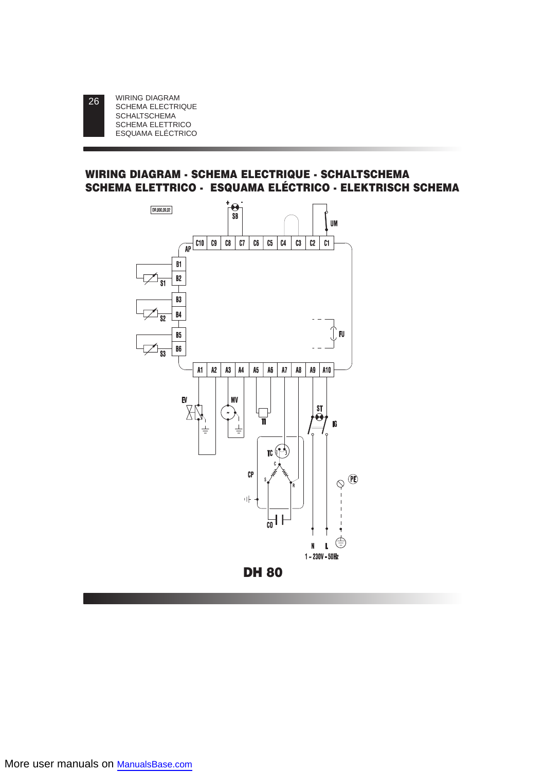# WIRING DIAGRAM - SCHEMA ELECTRIQUE - SCHALTSCHEMA SCHEMA ELETTRICO - ESQUAMA ELÉCTRICO - ELEKTRISCH SCHEMA

DR.000.09.02

SB, UM, AP, C10, C9, C8, C7, C6, C5, C4, C3, C2, C1, B1, B2, S1, B3, B4, S2, B5, B6, S3, FU, A1, A2, A3, A4, A5, A6, A7, A8, A9, A10, EV, MV, TI, ST, IG, TC, CP, CO, PE, N, L

1 ~ 230V ~ 50Hz

**DH 80**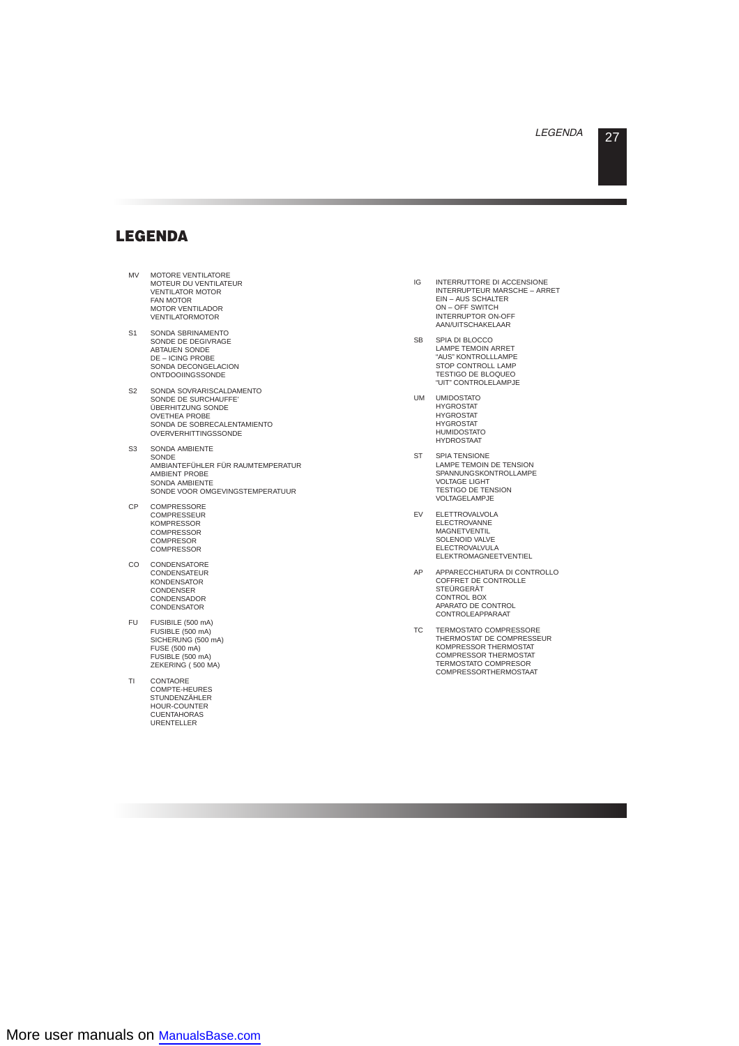# LEGENDA

MV
MOTORE VENTILATORE
MOTEUR DU VENTILATEUR
VENTILATOR MOTOR
FAN MOTOR
MOTOR VENTILADOR
VENTILATORMOTOR

S1
SONDA SBRINAMENTO
SONDE DE DEGIVRAGE
ABTAUEN SONDE
DE – ICING PROBE
SONDA DECONGELACION
ONTDOOIINGSSONDE

S2
SONDA SOVRARISCALDAMENTO
SONDE DE SURCHAUFFE'
ÜBERHITZUNG SONDE
OVETHEA PROBE
SONDA DE SOBRECALENTAMIENTO
OVERVERHITTINGSSONDE

S3
SONDA AMBIENTE
SONDE
AMBIANTEFÜHLER FÜR RAUMTEMPERATUR
AMBIENT PROBE
SONDA AMBIENTE
SONDE VOOR OMGEVINGSTEMPERATUUR

CP
COMPRESSORE
COMPRESSEUR
KOMPRESSOR
COMPRESSOR
COMPRESOR
COMPRESSOR

CO
CONDENSATORE
CONDENSATEUR
KONDENSATOR
CONDENSER
CONDENSADOR
CONDENSATOR

FU
FUSIBILE (500 mA)
FUSIBLE (500 mA)
SICHERUNG (500 mA)
FUSE (500 mA)
FUSIBLE (500 mA)
ZEKERING ( 500 MA)

TI
CONTAORE
COMPTE-HEURES
STUNDENZÄHLER
HOUR-COUNTER
CUENTAHORAS
URENTELLER

IG
INTERRUTTORE DI ACCENSIONE
INTERRUPTEUR MARSCHE – ARRET
EIN – AUS SCHALTER
ON – OFF SWITCH
INTERRUPTOR ON-OFF
AAN/UITSCHAKELAAR

SB
SPIA DI BLOCCO
LAMPE TEMOIN ARRET
"AUS" KONTROLLLAMPE
STOP CONTROLL LAMP
TESTIGO DE BLOQUEO
"UIT" CONTROLELAMPJE

UM
UMIDOSTATO
HYGROSTAT
HYGROSTAT
HYGROSTAT
HUMIDOSTATO
HYDROSTAAT

ST
SPIA TENSIONE
LAMPE TEMOIN DE TENSION
SPANNUNGSKONTROLLAMPE
VOLTAGE LIGHT
TESTIGO DE TENSION
VOLTAGELAMPJE

EV
ELETTROVALVOLA
ELECTROVANNE
MAGNETVENTIL
SOLENOID VALVE
ELECTROVALVULA
ELEKTROMAGNEETVENTIEL

AP
APPARECCHIATURA DI CONTROLLO
COFFRET DE CONTROLLE
STEÜRGERÄT
CONTROL BOX
APARATO DE CONTROL
CONTROLEAPPARAAT

TC
TERMOSTATO COMPRESSORE
THERMOSTAT DE COMPRESSEUR
KOMPRESSOR THERMOSTAT
COMPRESSOR THERMOSTAT
TERMOSTATO COMPRESOR
COMPRESSORTHERMOSTAAT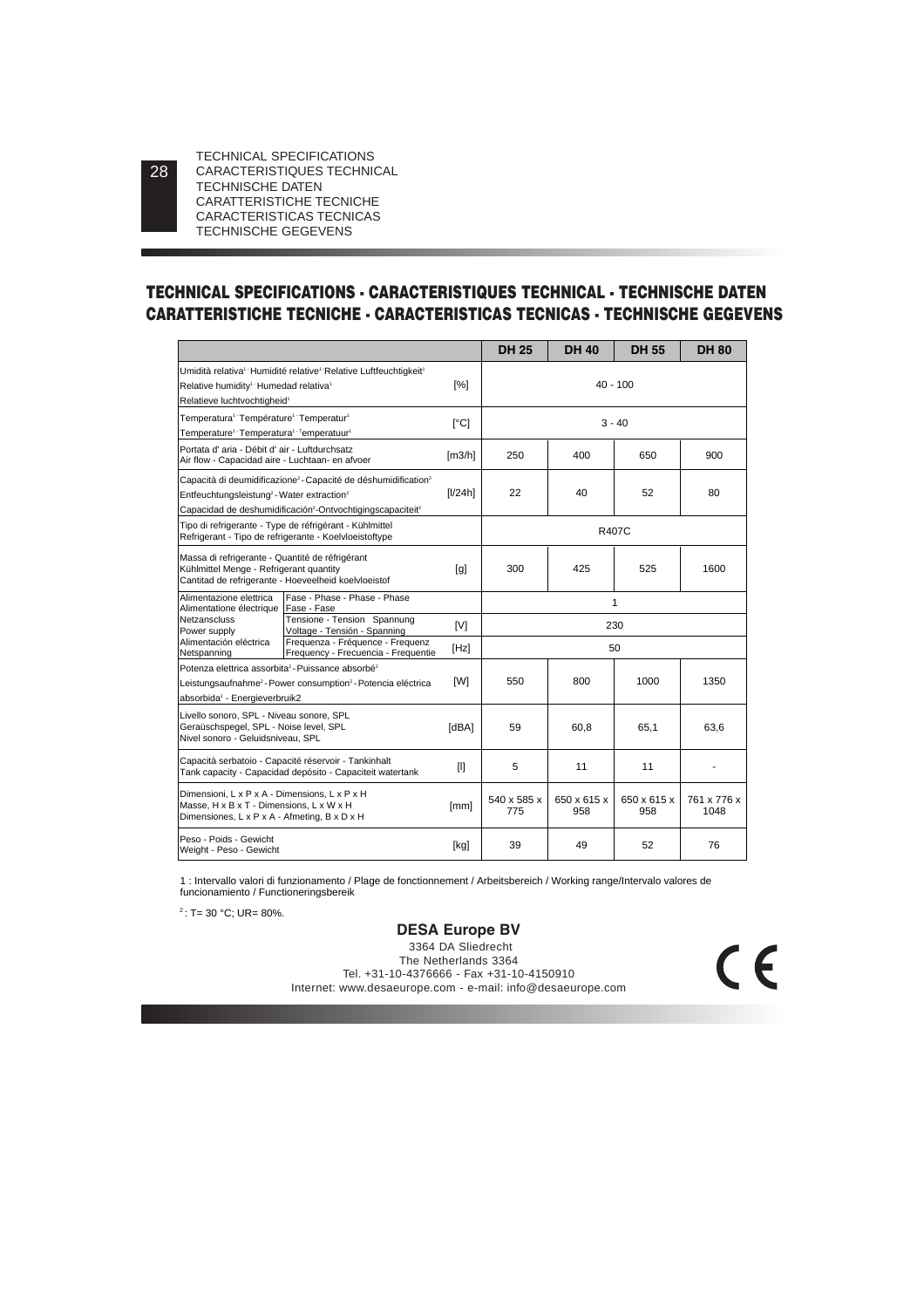TECHNICAL SPECIFICATIONS
CARACTERISTIQUES TECHNICAL
TECHNISCHE DATEN
CARATTERISTICHE TECNICHE
CARACTERISTICAS TECNICAS
TECHNISCHE GEGEVENS

# TECHNICAL SPECIFICATIONS - CARACTERISTIQUES TECHNICAL - TECHNISCHE DATEN CARATTERISTICHE TECNICHE - CARACTERISTICAS TECNICAS - TECHNISCHE GEGEVENS

| | | | DH 25 | DH 40 | DH 55 | DH 80 |
|---|---|---|---|---|---|---|
| Umidità relativa[1] Humidité relative[1] Relative Luftfeuchtigkeit[1] Relative humidity[1] Humedad relativa[1] Relatieve luchtvochtigheid[1] | | [%] | 40 - 100 | | | |
| Temperatura[1] Température[1] Temperatur[1] Temperature[1] Temperatura[1] Temperatuur[1] | | [°C] | 3 - 40 | | | |
| Portata d' aria - Débit d' air - Luftdurchsatz Air flow - Capacidad aire - Luchtaan- en afvoer | | [m3/h] | 250 | 400 | 650 | 900 |
| Capacità di deumidificazione[2] - Capacité de déshumidification[2] Entfeuchtungsleistung[2] - Water extraction[2] Capacidad de deshumidificación[2]-Ontvochtigingscapaciteit[2] | | [l/24h] | 22 | 40 | 52 | 80 |
| Tipo di refrigerante - Type de réfrigérant - Kühlmittel Refrigerant - Tipo de refrigerante - Koelvloeistoftype | | | R407C | | | |
| Massa di refrigerante - Quantité de réfrigérant Kühlmittel Menge - Refrigerant quantity Cantitad de refrigerante - Hoeveelheid koelvloeistof | | [g] | 300 | 425 | 525 | 1600 |
| Alimentazione elettrica Alimentatione électrique Netzanscluss Power supply Alimentación eléctrica Netspanning | Fase - Phase - Phase - Phase Fase - Fase | | 1 | | | |
| | Tensione - Tension Spannung Voltage - Tensión - Spanning | [V] | 230 | | | |
| | Frequenza - Fréquence - Frequenz Frequency - Frecuencia - Frequentie | [Hz] | 50 | | | |
| Potenza elettrica assorbita[2] - Puissance absorbé[2] Leistungsaufnahme[2] - Power consumption[2] - Potencia eléctrica absorbida[2] - Energieverbruik2 | | [W] | 550 | 800 | 1000 | 1350 |
| Livello sonoro, SPL - Niveau sonore, SPL Geraüschspegel, SPL - Noise level, SPL Nivel sonoro - Geluidsniveau, SPL | | [dBA] | 59 | 60,8 | 65,1 | 63,6 |
| Capacità serbatoio - Capacité réservoir - Tankinhalt Tank capacity - Capacidad depósito - Capaciteit watertank | | [l] | 5 | 11 | 11 | - |
| Dimensioni, L x P x A - Dimensions, L x P x H Masse, H x B x T - Dimensions, L x W x H Dimensiones, L x P x A - Afmeting, B x D x H | | [mm] | 540 x 585 x 775 | 650 x 615 x 958 | 650 x 615 x 958 | 761 x 776 x 1048 |
| Peso - Poids - Gewicht Weight - Peso - Gewicht | | [kg] | 39 | 49 | 52 | 76 |

1 : Intervallo valori di funzionamento / Plage de fonctionnement / Arbeitsbereich / Working range/Intervalo valores de funcionamiento / Functioneringsbereik

[2] : T= 30 °C; UR= 80%.

**DESA Europe BV**

3364 DA Sliedrecht
The Netherlands 3364
Tel. +31-10-4376666 - Fax +31-10-4150910
Internet: www.desaeurope.com - e-mail: info@desaeurope.com

CE